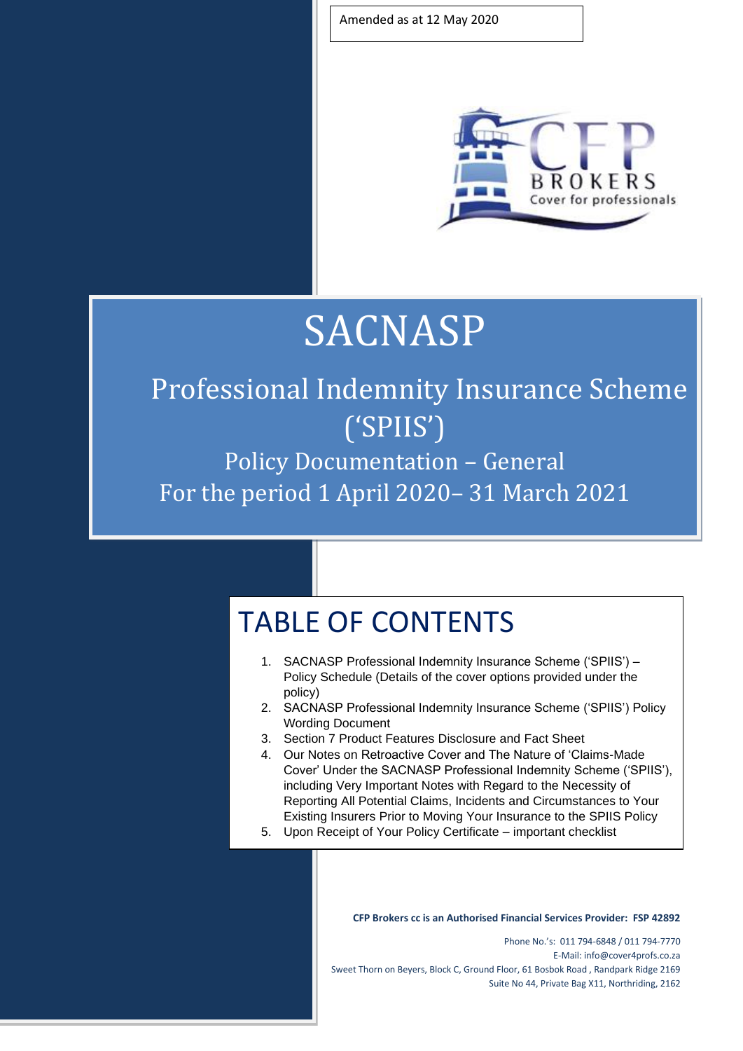Amended as at 12 May 2020

CFP BROKERS
Cover for professionals

# SACNASP

## Professional Indemnity Insurance Scheme ('SPIIS')

### Policy Documentation – General
### For the period 1 April 2020– 31 March 2021

## TABLE OF CONTENTS

1. SACNASP Professional Indemnity Insurance Scheme ('SPIIS') – Policy Schedule (Details of the cover options provided under the policy)
2. SACNASP Professional Indemnity Insurance Scheme ('SPIIS') Policy Wording Document
3. Section 7 Product Features Disclosure and Fact Sheet
4. Our Notes on Retroactive Cover and The Nature of 'Claims-Made Cover' Under the SACNASP Professional Indemnity Scheme ('SPIIS'), including Very Important Notes with Regard to the Necessity of Reporting All Potential Claims, Incidents and Circumstances to Your Existing Insurers Prior to Moving Your Insurance to the SPIIS Policy
5. Upon Receipt of Your Policy Certificate – important checklist

**CFP Brokers cc is an Authorised Financial Services Provider: FSP 42892**

Phone No.'s: 011 794-6848 / 011 794-7770
E-Mail: info@cover4profs.co.za
Sweet Thorn on Beyers, Block C, Ground Floor, 61 Bosbok Road , Randpark Ridge 2169
Suite No 44, Private Bag X11, Northriding, 2162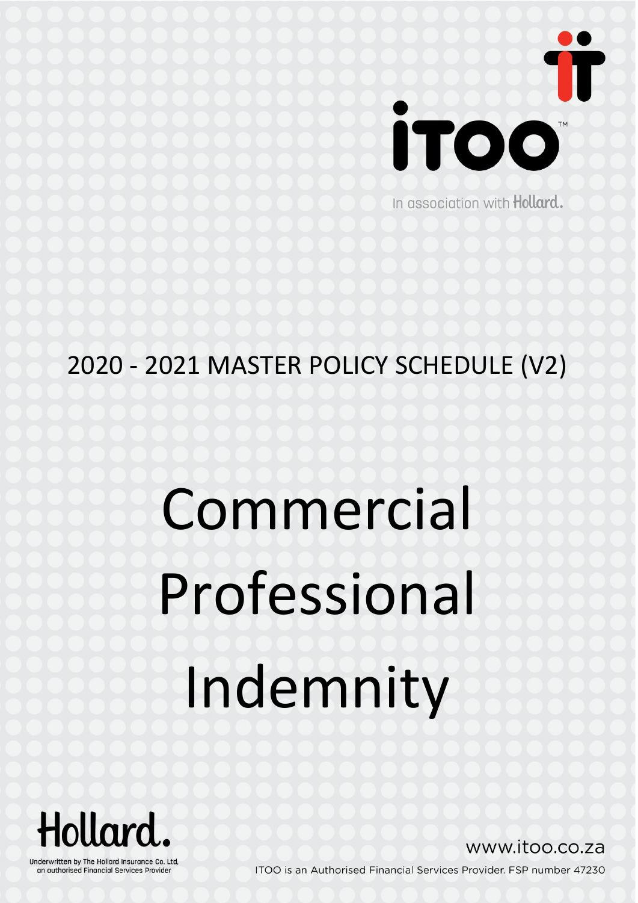In association with Hollard.

# 2020 - 2021 MASTER POLICY SCHEDULE (V2)

# Commercial Professional Indemnity

Underwritten by The Hollard Insurance Co. Ltd, an authorised Financial Services Provider

www.itoo.co.za

ITOO is an Authorised Financial Services Provider. FSP number 47230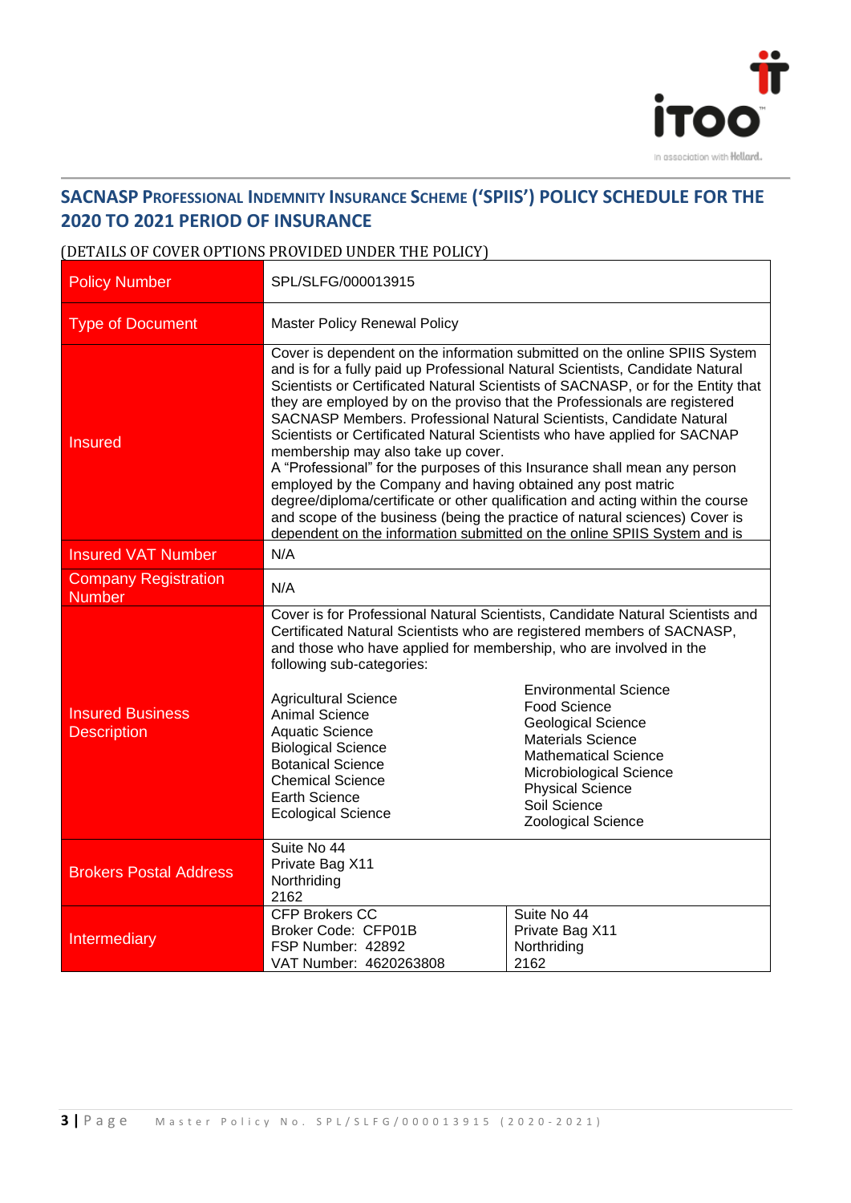## SACNASP PROFESSIONAL INDEMNITY INSURANCE SCHEME ('SPIIS') POLICY SCHEDULE FOR THE 2020 TO 2021 PERIOD OF INSURANCE

(DETAILS OF COVER OPTIONS PROVIDED UNDER THE POLICY)

| | | |
|---|---|---|
| Policy Number | SPL/SLFG/000013915 | |
| Type of Document | Master Policy Renewal Policy | |
| Insured | Cover is dependent on the information submitted on the online SPIIS System and is for a fully paid up Professional Natural Scientists, Candidate Natural Scientists or Certificated Natural Scientists of SACNASP, or for the Entity that they are employed by on the proviso that the Professionals are registered SACNASP Members. Professional Natural Scientists, Candidate Natural Scientists or Certificated Natural Scientists who have applied for SACNAP membership may also take up cover.<br>A "Professional" for the purposes of this Insurance shall mean any person employed by the Company and having obtained any post matric degree/diploma/certificate or other qualification and acting within the course and scope of the business (being the practice of natural sciences) Cover is dependent on the information submitted on the online SPIIS System and is | |
| Insured VAT Number | N/A | |
| Company Registration Number | N/A | |
| Insured Business Description | Cover is for Professional Natural Scientists, Candidate Natural Scientists and Certificated Natural Scientists who are registered members of SACNASP, and those who have applied for membership, who are involved in the following sub-categories:<br><br>Agricultural Science<br>Animal Science<br>Aquatic Science<br>Biological Science<br>Botanical Science<br>Chemical Science<br>Earth Science<br>Ecological Science<br>Environmental Science<br>Food Science<br>Geological Science<br>Materials Science<br>Mathematical Science<br>Microbiological Science<br>Physical Science<br>Soil Science<br>Zoological Science | |
| Brokers Postal Address | Suite No 44<br>Private Bag X11<br>Northriding<br>2162 | |
| Intermediary | CFP Brokers CC<br>Broker Code: CFP01B<br>FSP Number: 42892<br>VAT Number: 4620263808 | Suite No 44<br>Private Bag X11<br>Northriding<br>2162 |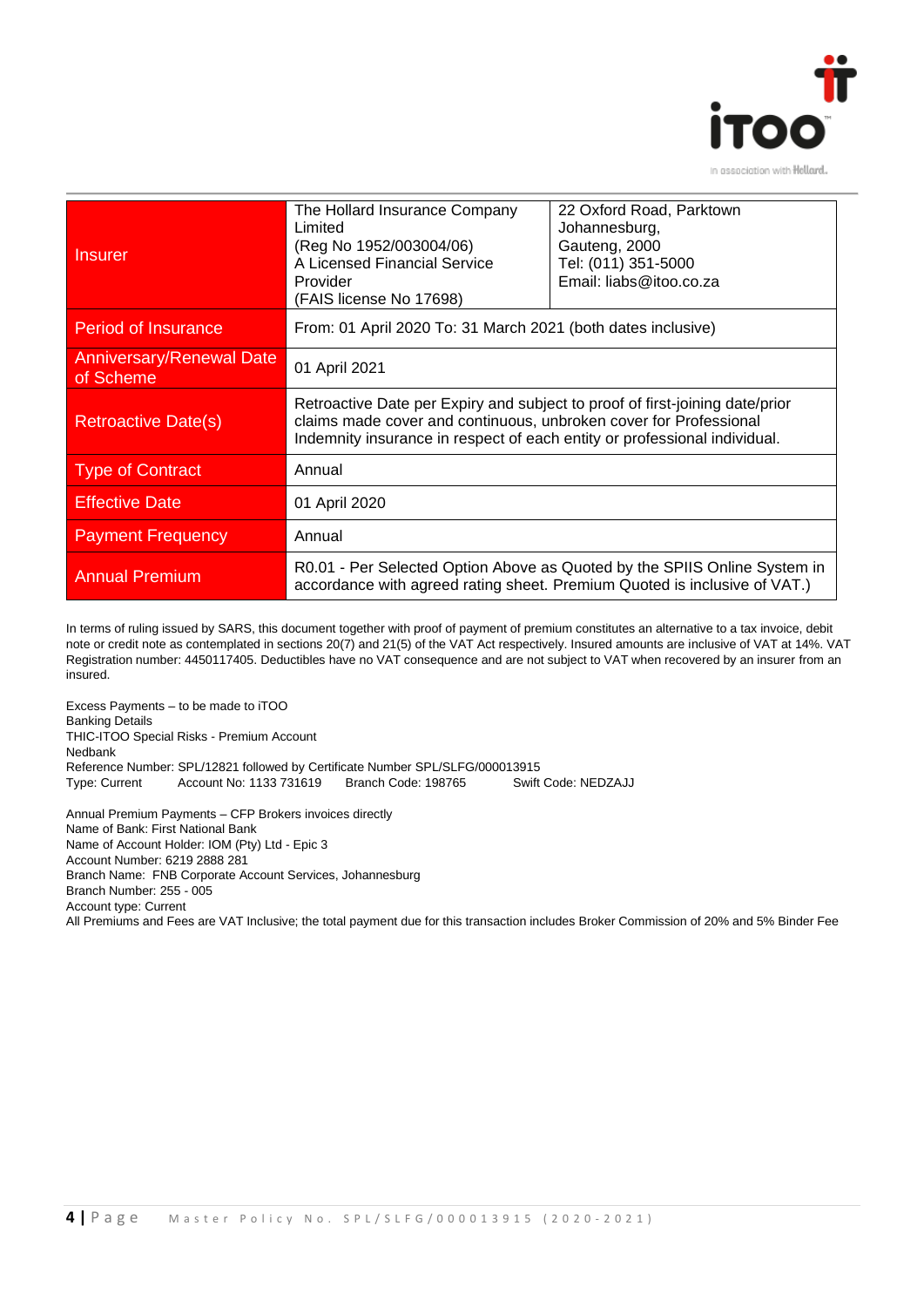| | | |
|---|---|---|
| Insurer | The Hollard Insurance Company Limited (Reg No 1952/003004/06) A Licensed Financial Service Provider (FAIS license No 17698) | 22 Oxford Road, Parktown Johannesburg, Gauteng, 2000 Tel: (011) 351-5000 Email: liabs@itoo.co.za |
| Period of Insurance | From: 01 April 2020 To: 31 March 2021 (both dates inclusive) | |
| Anniversary/Renewal Date of Scheme | 01 April 2021 | |
| Retroactive Date(s) | Retroactive Date per Expiry and subject to proof of first-joining date/prior claims made cover and continuous, unbroken cover for Professional Indemnity insurance in respect of each entity or professional individual. | |
| Type of Contract | Annual | |
| Effective Date | 01 April 2020 | |
| Payment Frequency | Annual | |
| Annual Premium | R0.01 - Per Selected Option Above as Quoted by the SPIIS Online System in accordance with agreed rating sheet. Premium Quoted is inclusive of VAT.) | |

In terms of ruling issued by SARS, this document together with proof of payment of premium constitutes an alternative to a tax invoice, debit note or credit note as contemplated in sections 20(7) and 21(5) of the VAT Act respectively. Insured amounts are inclusive of VAT at 14%. VAT Registration number: 4450117405. Deductibles have no VAT consequence and are not subject to VAT when recovered by an insurer from an insured.

Excess Payments – to be made to iTOO
Banking Details
THIC-ITOO Special Risks - Premium Account
Nedbank
Reference Number: SPL/12821 followed by Certificate Number SPL/SLFG/000013915
Type: Current Account No: 1133 731619 Branch Code: 198765 Swift Code: NEDZAJJ

Annual Premium Payments – CFP Brokers invoices directly
Name of Bank: First National Bank
Name of Account Holder: IOM (Pty) Ltd - Epic 3
Account Number: 6219 2888 281
Branch Name: FNB Corporate Account Services, Johannesburg
Branch Number: 255 - 005
Account type: Current
All Premiums and Fees are VAT Inclusive; the total payment due for this transaction includes Broker Commission of 20% and 5% Binder Fee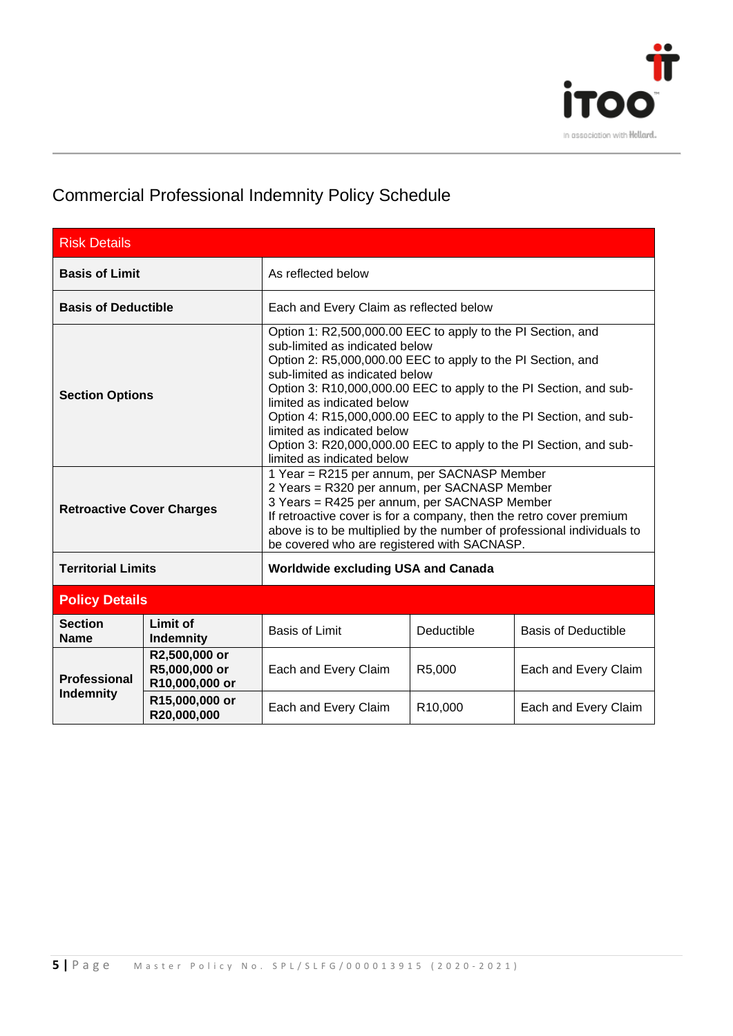# Commercial Professional Indemnity Policy Schedule

| Risk Details | |
|---|---|
| **Basis of Limit** | As reflected below |
| **Basis of Deductible** | Each and Every Claim as reflected below |
| **Section Options** | Option 1: R2,500,000.00 EEC to apply to the PI Section, and sub-limited as indicated below<br>Option 2: R5,000,000.00 EEC to apply to the PI Section, and sub-limited as indicated below<br>Option 3: R10,000,000.00 EEC to apply to the PI Section, and sub-limited as indicated below<br>Option 4: R15,000,000.00 EEC to apply to the PI Section, and sub-limited as indicated below<br>Option 3: R20,000,000.00 EEC to apply to the PI Section, and sub-limited as indicated below |
| **Retroactive Cover Charges** | 1 Year = R215 per annum, per SACNASP Member<br>2 Years = R320 per annum, per SACNASP Member<br>3 Years = R425 per annum, per SACNASP Member<br>If retroactive cover is for a company, then the retro cover premium above is to be multiplied by the number of professional individuals to be covered who are registered with SACNASP. |
| **Territorial Limits** | **Worldwide excluding USA and Canada** |

**Policy Details**

| **Section Name** | **Limit of Indemnity** | Basis of Limit | Deductible | Basis of Deductible |
|---|---|---|---|---|
| **Professional Indemnity** | **R2,500,000 or R5,000,000 or R10,000,000 or** | Each and Every Claim | R5,000 | Each and Every Claim |
| | **R15,000,000 or R20,000,000** | Each and Every Claim | R10,000 | Each and Every Claim |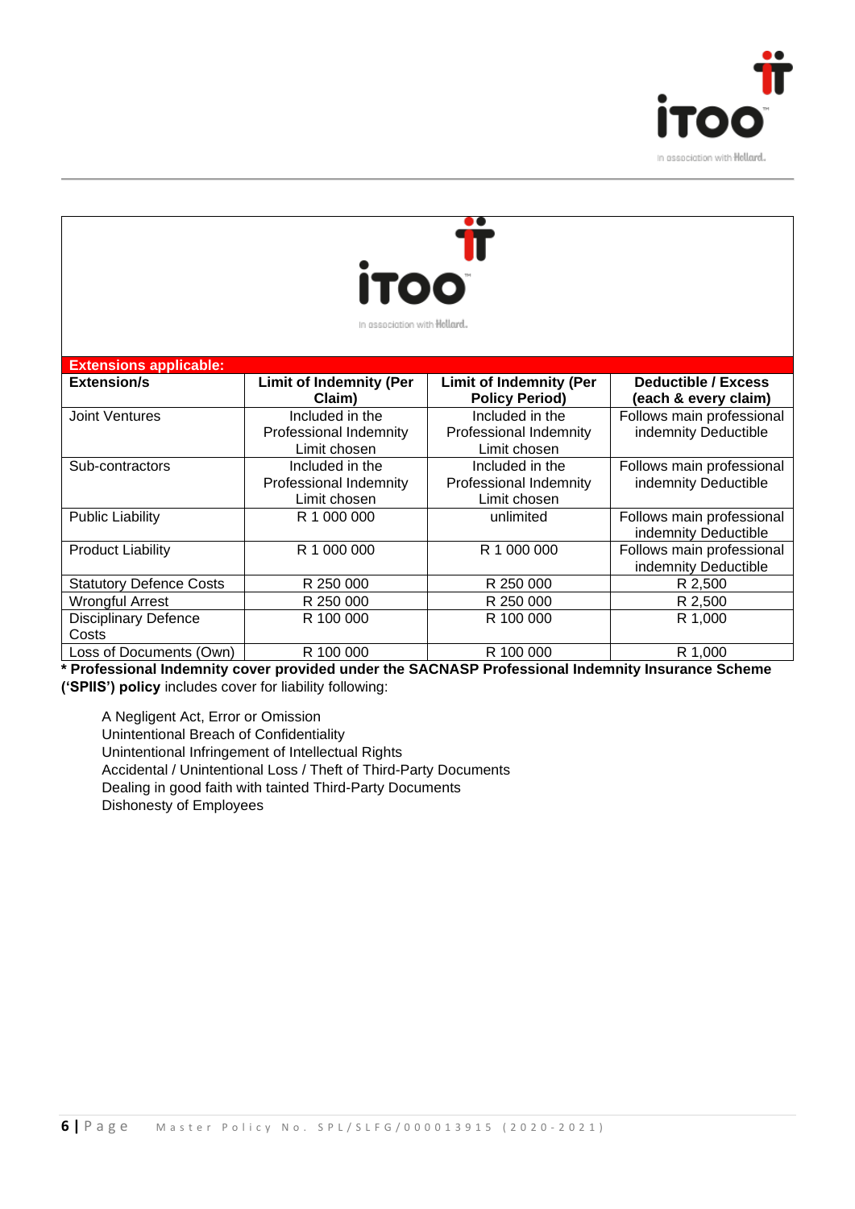| Extensions applicable: | | | |
|---|---|---|---|
| **Extension/s** | **Limit of Indemnity (Per Claim)** | **Limit of Indemnity (Per Policy Period)** | **Deductible / Excess (each & every claim)** |
| Joint Ventures | Included in the Professional Indemnity Limit chosen | Included in the Professional Indemnity Limit chosen | Follows main professional indemnity Deductible |
| Sub-contractors | Included in the Professional Indemnity Limit chosen | Included in the Professional Indemnity Limit chosen | Follows main professional indemnity Deductible |
| Public Liability | R 1 000 000 | unlimited | Follows main professional indemnity Deductible |
| Product Liability | R 1 000 000 | R 1 000 000 | Follows main professional indemnity Deductible |
| Statutory Defence Costs | R 250 000 | R 250 000 | R 2,500 |
| Wrongful Arrest | R 250 000 | R 250 000 | R 2,500 |
| Disciplinary Defence Costs | R 100 000 | R 100 000 | R 1,000 |
| Loss of Documents (Own) | R 100 000 | R 100 000 | R 1,000 |

**\* Professional Indemnity cover provided under the SACNASP Professional Indemnity Insurance Scheme ('SPIIS') policy** includes cover for liability following:

A Negligent Act, Error or Omission
Unintentional Breach of Confidentiality
Unintentional Infringement of Intellectual Rights
Accidental / Unintentional Loss / Theft of Third-Party Documents
Dealing in good faith with tainted Third-Party Documents
Dishonesty of Employees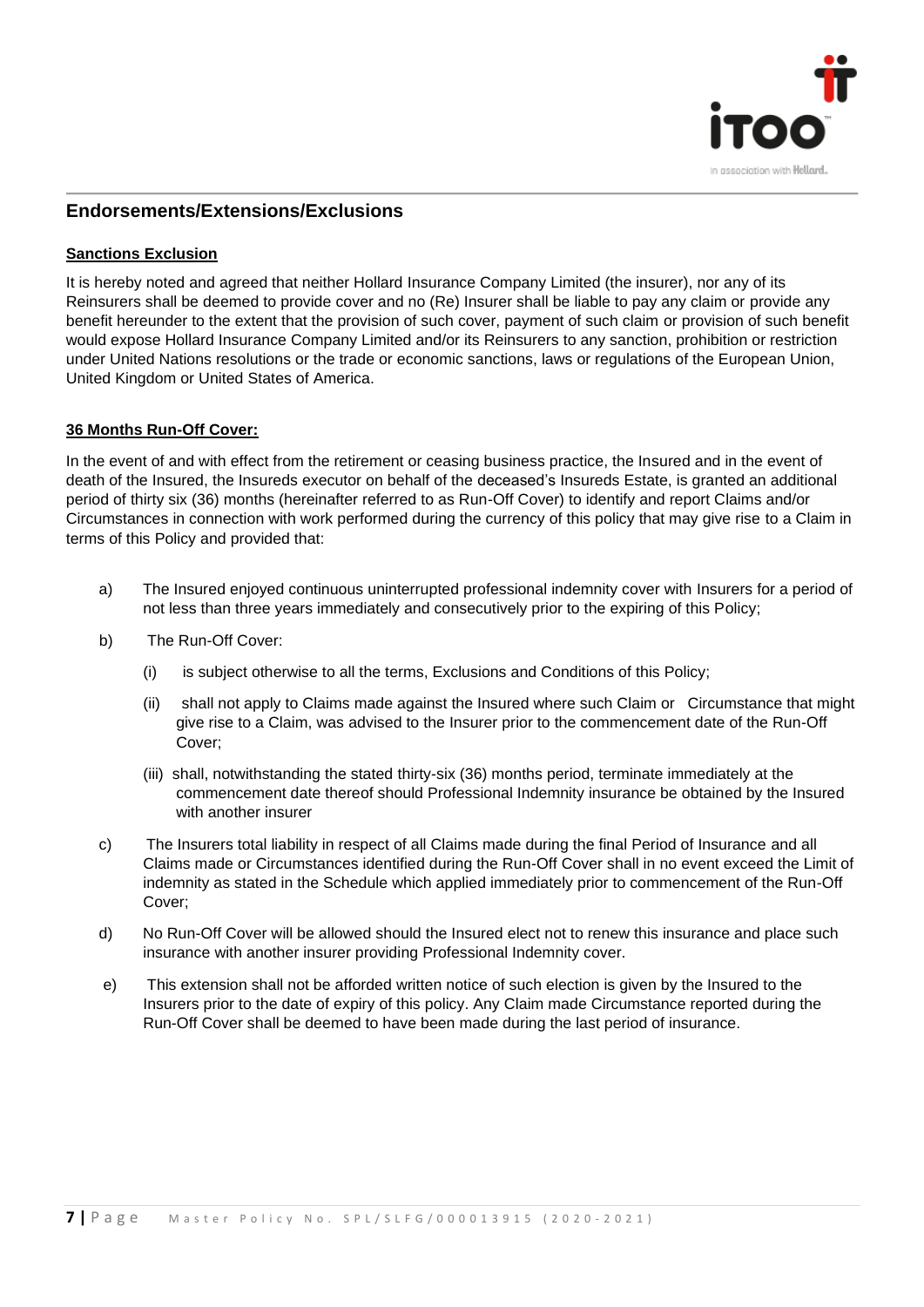## Endorsements/Extensions/Exclusions

**Sanctions Exclusion**

It is hereby noted and agreed that neither Hollard Insurance Company Limited (the insurer), nor any of its Reinsurers shall be deemed to provide cover and no (Re) Insurer shall be liable to pay any claim or provide any benefit hereunder to the extent that the provision of such cover, payment of such claim or provision of such benefit would expose Hollard Insurance Company Limited and/or its Reinsurers to any sanction, prohibition or restriction under United Nations resolutions or the trade or economic sanctions, laws or regulations of the European Union, United Kingdom or United States of America.

**36 Months Run-Off Cover:**

In the event of and with effect from the retirement or ceasing business practice, the Insured and in the event of death of the Insured, the Insureds executor on behalf of the deceased's Insureds Estate, is granted an additional period of thirty six (36) months (hereinafter referred to as Run-Off Cover) to identify and report Claims and/or Circumstances in connection with work performed during the currency of this policy that may give rise to a Claim in terms of this Policy and provided that:

a) The Insured enjoyed continuous uninterrupted professional indemnity cover with Insurers for a period of not less than three years immediately and consecutively prior to the expiring of this Policy;

b) The Run-Off Cover:

   (i) is subject otherwise to all the terms, Exclusions and Conditions of this Policy;

   (ii) shall not apply to Claims made against the Insured where such Claim or Circumstance that might give rise to a Claim, was advised to the Insurer prior to the commencement date of the Run-Off Cover;

   (iii) shall, notwithstanding the stated thirty-six (36) months period, terminate immediately at the commencement date thereof should Professional Indemnity insurance be obtained by the Insured with another insurer

c) The Insurers total liability in respect of all Claims made during the final Period of Insurance and all Claims made or Circumstances identified during the Run-Off Cover shall in no event exceed the Limit of indemnity as stated in the Schedule which applied immediately prior to commencement of the Run-Off Cover;

d) No Run-Off Cover will be allowed should the Insured elect not to renew this insurance and place such insurance with another insurer providing Professional Indemnity cover.

e) This extension shall not be afforded written notice of such election is given by the Insured to the Insurers prior to the date of expiry of this policy. Any Claim made Circumstance reported during the Run-Off Cover shall be deemed to have been made during the last period of insurance.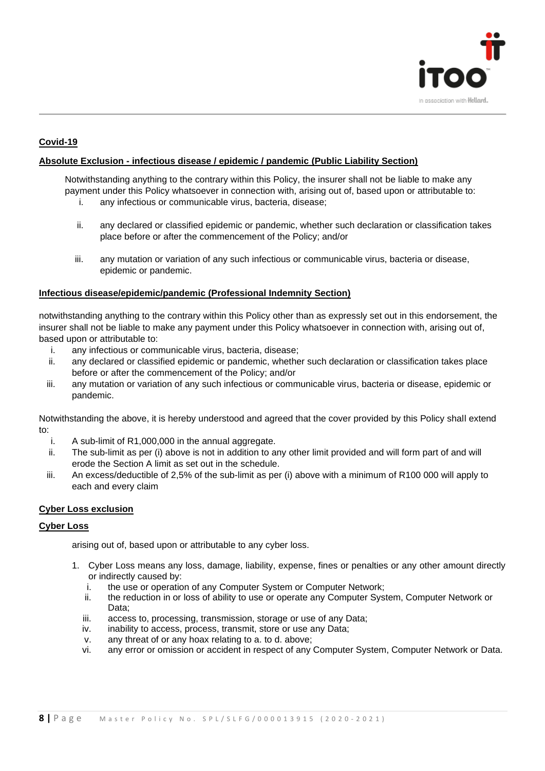**Covid-19**

**Absolute Exclusion - infectious disease / epidemic / pandemic (Public Liability Section)**

Notwithstanding anything to the contrary within this Policy, the insurer shall not be liable to make any payment under this Policy whatsoever in connection with, arising out of, based upon or attributable to:

i. any infectious or communicable virus, bacteria, disease;

ii. any declared or classified epidemic or pandemic, whether such declaration or classification takes place before or after the commencement of the Policy; and/or

iii. any mutation or variation of any such infectious or communicable virus, bacteria or disease, epidemic or pandemic.

**Infectious disease/epidemic/pandemic (Professional Indemnity Section)**

notwithstanding anything to the contrary within this Policy other than as expressly set out in this endorsement, the insurer shall not be liable to make any payment under this Policy whatsoever in connection with, arising out of, based upon or attributable to:

i. any infectious or communicable virus, bacteria, disease;
ii. any declared or classified epidemic or pandemic, whether such declaration or classification takes place before or after the commencement of the Policy; and/or
iii. any mutation or variation of any such infectious or communicable virus, bacteria or disease, epidemic or pandemic.

Notwithstanding the above, it is hereby understood and agreed that the cover provided by this Policy shall extend to:

i. A sub-limit of R1,000,000 in the annual aggregate.
ii. The sub-limit as per (i) above is not in addition to any other limit provided and will form part of and will erode the Section A limit as set out in the schedule.
iii. An excess/deductible of 2,5% of the sub-limit as per (i) above with a minimum of R100 000 will apply to each and every claim

**Cyber Loss exclusion**

**Cyber Loss**

arising out of, based upon or attributable to any cyber loss.

1. Cyber Loss means any loss, damage, liability, expense, fines or penalties or any other amount directly or indirectly caused by:
   i. the use or operation of any Computer System or Computer Network;
   ii. the reduction in or loss of ability to use or operate any Computer System, Computer Network or Data;
   iii. access to, processing, transmission, storage or use of any Data;
   iv. inability to access, process, transmit, store or use any Data;
   v. any threat of or any hoax relating to a. to d. above;
   vi. any error or omission or accident in respect of any Computer System, Computer Network or Data.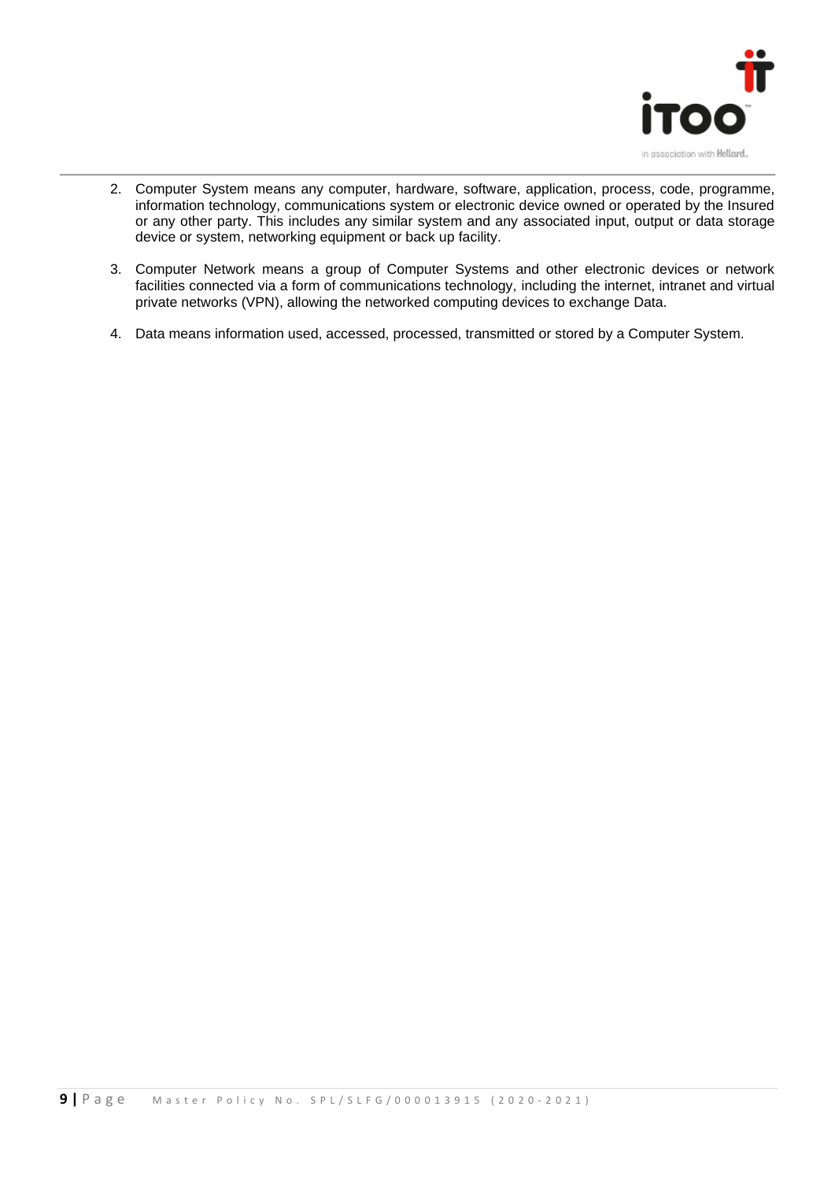2. Computer System means any computer, hardware, software, application, process, code, programme, information technology, communications system or electronic device owned or operated by the Insured or any other party. This includes any similar system and any associated input, output or data storage device or system, networking equipment or back up facility.

3. Computer Network means a group of Computer Systems and other electronic devices or network facilities connected via a form of communications technology, including the internet, intranet and virtual private networks (VPN), allowing the networked computing devices to exchange Data.

4. Data means information used, accessed, processed, transmitted or stored by a Computer System.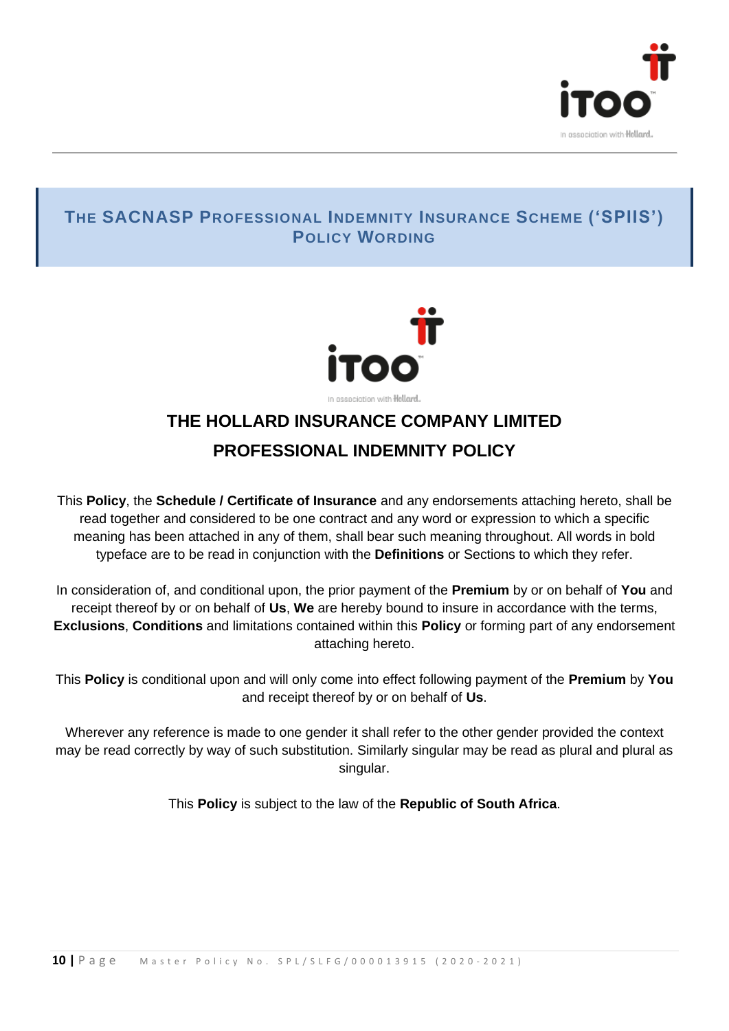# THE SACNASP PROFESSIONAL INDEMNITY INSURANCE SCHEME ('SPIIS') POLICY WORDING

In association with Hollard.

## THE HOLLARD INSURANCE COMPANY LIMITED

## PROFESSIONAL INDEMNITY POLICY

This **Policy**, the **Schedule / Certificate of Insurance** and any endorsements attaching hereto, shall be read together and considered to be one contract and any word or expression to which a specific meaning has been attached in any of them, shall bear such meaning throughout. All words in bold typeface are to be read in conjunction with the **Definitions** or Sections to which they refer.

In consideration of, and conditional upon, the prior payment of the **Premium** by or on behalf of **You** and receipt thereof by or on behalf of **Us**, **We** are hereby bound to insure in accordance with the terms, **Exclusions**, **Conditions** and limitations contained within this **Policy** or forming part of any endorsement attaching hereto.

This **Policy** is conditional upon and will only come into effect following payment of the **Premium** by **You** and receipt thereof by or on behalf of **Us**.

Wherever any reference is made to one gender it shall refer to the other gender provided the context may be read correctly by way of such substitution. Similarly singular may be read as plural and plural as singular.

This **Policy** is subject to the law of the **Republic of South Africa**.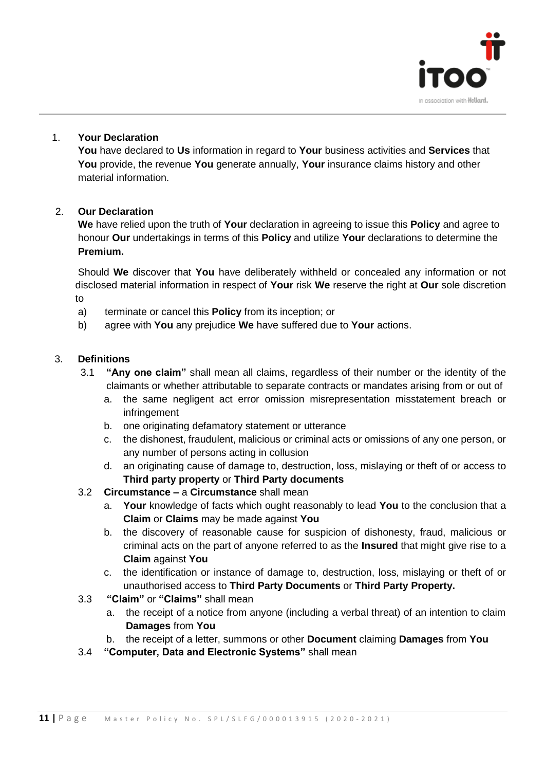1. **Your Declaration**

   **You** have declared to **Us** information in regard to **Your** business activities and **Services** that **You** provide, the revenue **You** generate annually, **Your** insurance claims history and other material information.

2. **Our Declaration**

   **We** have relied upon the truth of **Your** declaration in agreeing to issue this **Policy** and agree to honour **Our** undertakings in terms of this **Policy** and utilize **Your** declarations to determine the **Premium.**

   Should **We** discover that **You** have deliberately withheld or concealed any information or not disclosed material information in respect of **Your** risk **We** reserve the right at **Our** sole discretion to

   a) terminate or cancel this **Policy** from its inception; or
   b) agree with **You** any prejudice **We** have suffered due to **Your** actions.

3. **Definitions**

   3.1 **"Any one claim"** shall mean all claims, regardless of their number or the identity of the claimants or whether attributable to separate contracts or mandates arising from or out of

   a. the same negligent act error omission misrepresentation misstatement breach or infringement
   b. one originating defamatory statement or utterance
   c. the dishonest, fraudulent, malicious or criminal acts or omissions of any one person, or any number of persons acting in collusion
   d. an originating cause of damage to, destruction, loss, mislaying or theft of or access to **Third party property** or **Third Party documents**

   3.2 **Circumstance –** a **Circumstance** shall mean

   a. **Your** knowledge of facts which ought reasonably to lead **You** to the conclusion that a **Claim** or **Claims** may be made against **You**
   b. the discovery of reasonable cause for suspicion of dishonesty, fraud, malicious or criminal acts on the part of anyone referred to as the **Insured** that might give rise to a **Claim** against **You**
   c. the identification or instance of damage to, destruction, loss, mislaying or theft of or unauthorised access to **Third Party Documents** or **Third Party Property.**

   3.3 **"Claim"** or **"Claims"** shall mean

   a. the receipt of a notice from anyone (including a verbal threat) of an intention to claim **Damages** from **You**
   b. the receipt of a letter, summons or other **Document** claiming **Damages** from **You**

   3.4 **"Computer, Data and Electronic Systems"** shall mean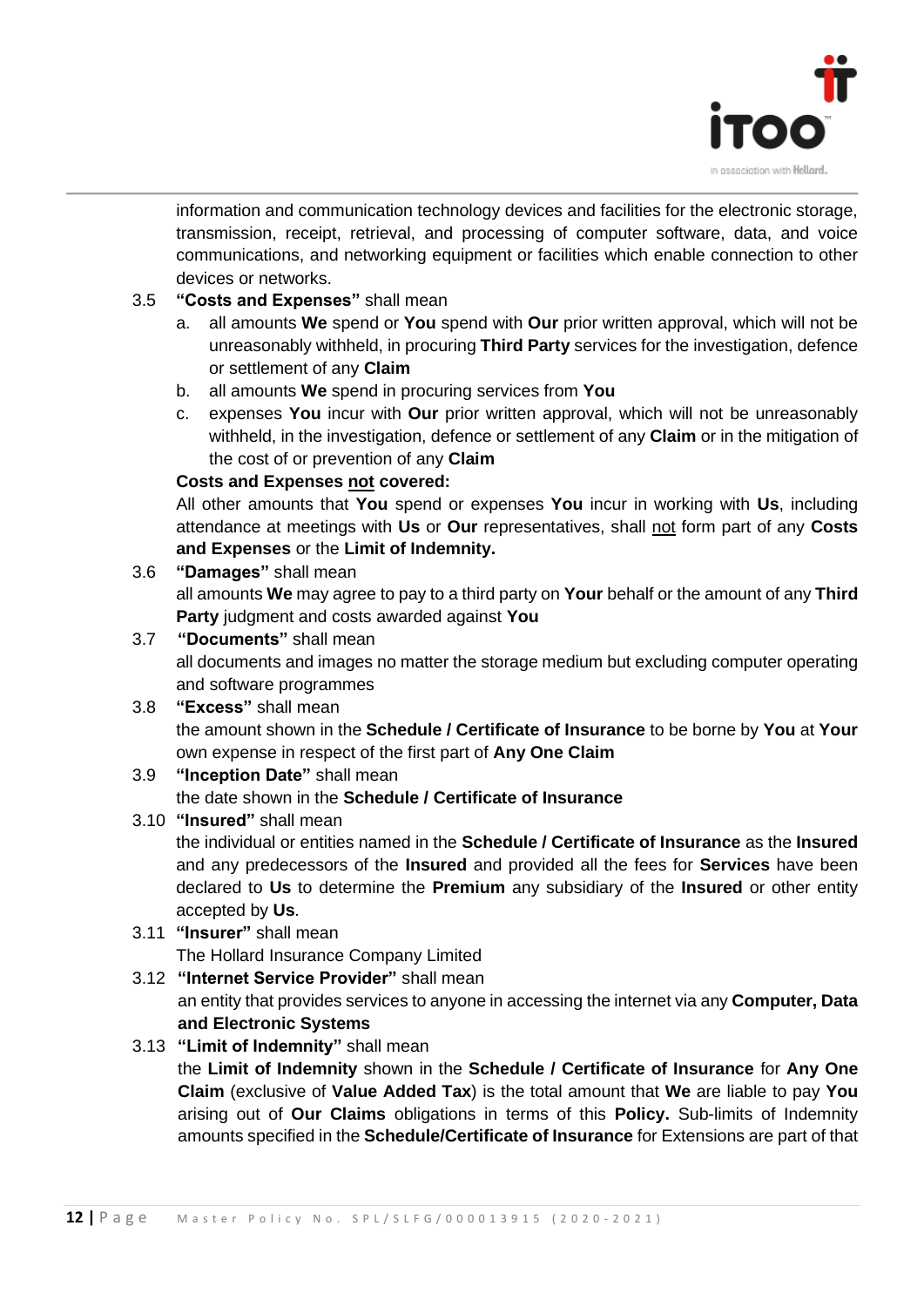information and communication technology devices and facilities for the electronic storage, transmission, receipt, retrieval, and processing of computer software, data, and voice communications, and networking equipment or facilities which enable connection to other devices or networks.

3.5 **"Costs and Expenses"** shall mean

a. all amounts **We** spend or **You** spend with **Our** prior written approval, which will not be unreasonably withheld, in procuring **Third Party** services for the investigation, defence or settlement of any **Claim**

b. all amounts **We** spend in procuring services from **You**

c. expenses **You** incur with **Our** prior written approval, which will not be unreasonably withheld, in the investigation, defence or settlement of any **Claim** or in the mitigation of the cost of or prevention of any **Claim**

**Costs and Expenses not covered:**

All other amounts that **You** spend or expenses **You** incur in working with **Us**, including attendance at meetings with **Us** or **Our** representatives, shall not form part of any **Costs and Expenses** or the **Limit of Indemnity.**

3.6 **"Damages"** shall mean

all amounts **We** may agree to pay to a third party on **Your** behalf or the amount of any **Third Party** judgment and costs awarded against **You**

3.7 **"Documents"** shall mean

all documents and images no matter the storage medium but excluding computer operating and software programmes

3.8 **"Excess"** shall mean

the amount shown in the **Schedule / Certificate of Insurance** to be borne by **You** at **Your** own expense in respect of the first part of **Any One Claim**

3.9 **"Inception Date"** shall mean

the date shown in the **Schedule / Certificate of Insurance**

3.10 **"Insured"** shall mean

the individual or entities named in the **Schedule / Certificate of Insurance** as the **Insured** and any predecessors of the **Insured** and provided all the fees for **Services** have been declared to **Us** to determine the **Premium** any subsidiary of the **Insured** or other entity accepted by **Us**.

3.11 **"Insurer"** shall mean

The Hollard Insurance Company Limited

3.12 **"Internet Service Provider"** shall mean

an entity that provides services to anyone in accessing the internet via any **Computer, Data and Electronic Systems**

3.13 **"Limit of Indemnity"** shall mean

the **Limit of Indemnity** shown in the **Schedule / Certificate of Insurance** for **Any One Claim** (exclusive of **Value Added Tax**) is the total amount that **We** are liable to pay **You** arising out of **Our Claims** obligations in terms of this **Policy.** Sub-limits of Indemnity amounts specified in the **Schedule/Certificate of Insurance** for Extensions are part of that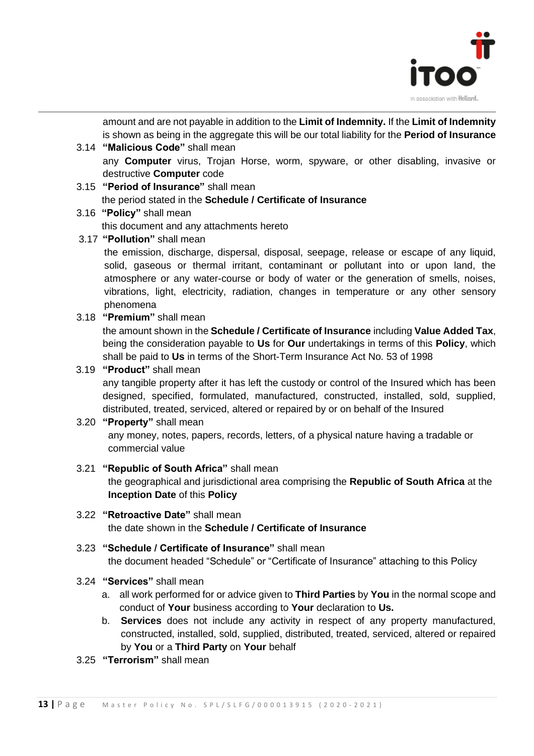amount and are not payable in addition to the **Limit of Indemnity.** If the **Limit of Indemnity** is shown as being in the aggregate this will be our total liability for the **Period of Insurance**

3.14 **"Malicious Code"** shall mean
any **Computer** virus, Trojan Horse, worm, spyware, or other disabling, invasive or destructive **Computer** code

3.15 **"Period of Insurance"** shall mean
the period stated in the **Schedule / Certificate of Insurance**

3.16 **"Policy"** shall mean
this document and any attachments hereto

3.17 **"Pollution"** shall mean
the emission, discharge, dispersal, disposal, seepage, release or escape of any liquid, solid, gaseous or thermal irritant, contaminant or pollutant into or upon land, the atmosphere or any water-course or body of water or the generation of smells, noises, vibrations, light, electricity, radiation, changes in temperature or any other sensory phenomena

3.18 **"Premium"** shall mean
the amount shown in the **Schedule / Certificate of Insurance** including **Value Added Tax**, being the consideration payable to **Us** for **Our** undertakings in terms of this **Policy**, which shall be paid to **Us** in terms of the Short-Term Insurance Act No. 53 of 1998

3.19 **"Product"** shall mean
any tangible property after it has left the custody or control of the Insured which has been designed, specified, formulated, manufactured, constructed, installed, sold, supplied, distributed, treated, serviced, altered or repaired by or on behalf of the Insured

3.20 **"Property"** shall mean
any money, notes, papers, records, letters, of a physical nature having a tradable or commercial value

3.21 **"Republic of South Africa"** shall mean
the geographical and jurisdictional area comprising the **Republic of South Africa** at the **Inception Date** of this **Policy**

3.22 **"Retroactive Date"** shall mean
the date shown in the **Schedule / Certificate of Insurance**

3.23 **"Schedule / Certificate of Insurance"** shall mean
the document headed "Schedule" or "Certificate of Insurance" attaching to this Policy

3.24 **"Services"** shall mean

a. all work performed for or advice given to **Third Parties** by **You** in the normal scope and conduct of **Your** business according to **Your** declaration to **Us.**
b. **Services** does not include any activity in respect of any property manufactured, constructed, installed, sold, supplied, distributed, treated, serviced, altered or repaired by **You** or a **Third Party** on **Your** behalf

3.25 **"Terrorism"** shall mean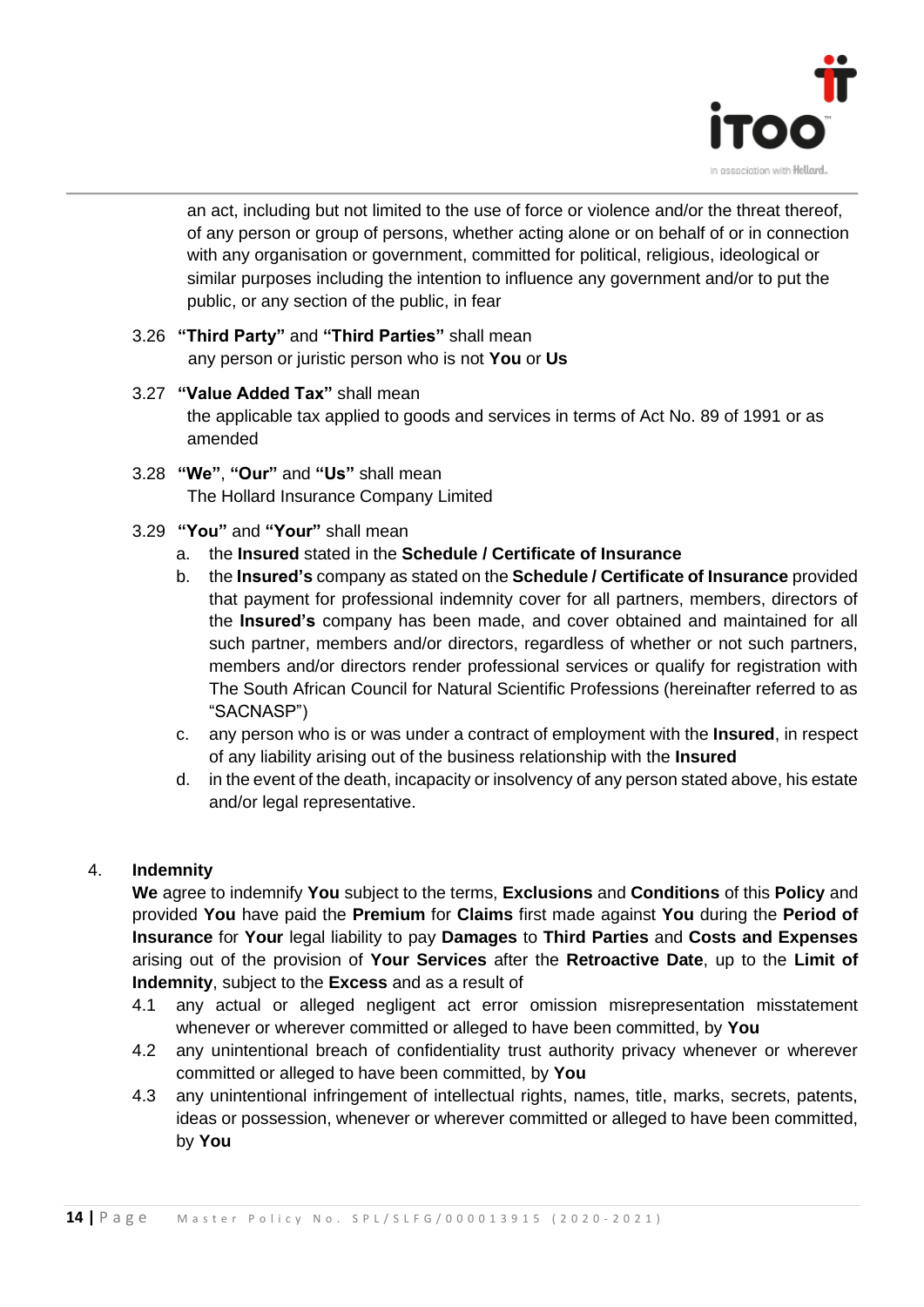an act, including but not limited to the use of force or violence and/or the threat thereof, of any person or group of persons, whether acting alone or on behalf of or in connection with any organisation or government, committed for political, religious, ideological or similar purposes including the intention to influence any government and/or to put the public, or any section of the public, in fear

3.26 **"Third Party"** and **"Third Parties"** shall mean
any person or juristic person who is not **You** or **Us**

3.27 **"Value Added Tax"** shall mean
the applicable tax applied to goods and services in terms of Act No. 89 of 1991 or as amended

3.28 **"We"**, **"Our"** and **"Us"** shall mean
The Hollard Insurance Company Limited

3.29 **"You"** and **"Your"** shall mean

a. the **Insured** stated in the **Schedule / Certificate of Insurance**
b. the **Insured's** company as stated on the **Schedule / Certificate of Insurance** provided that payment for professional indemnity cover for all partners, members, directors of the **Insured's** company has been made, and cover obtained and maintained for all such partner, members and/or directors, regardless of whether or not such partners, members and/or directors render professional services or qualify for registration with The South African Council for Natural Scientific Professions (hereinafter referred to as "SACNASP")
c. any person who is or was under a contract of employment with the **Insured**, in respect of any liability arising out of the business relationship with the **Insured**
d. in the event of the death, incapacity or insolvency of any person stated above, his estate and/or legal representative.

## 4. Indemnity

**We** agree to indemnify **You** subject to the terms, **Exclusions** and **Conditions** of this **Policy** and provided **You** have paid the **Premium** for **Claims** first made against **You** during the **Period of Insurance** for **Your** legal liability to pay **Damages** to **Third Parties** and **Costs and Expenses** arising out of the provision of **Your Services** after the **Retroactive Date**, up to the **Limit of Indemnity**, subject to the **Excess** and as a result of

4.1 any actual or alleged negligent act error omission misrepresentation misstatement whenever or wherever committed or alleged to have been committed, by **You**

4.2 any unintentional breach of confidentiality trust authority privacy whenever or wherever committed or alleged to have been committed, by **You**

4.3 any unintentional infringement of intellectual rights, names, title, marks, secrets, patents, ideas or possession, whenever or wherever committed or alleged to have been committed, by **You**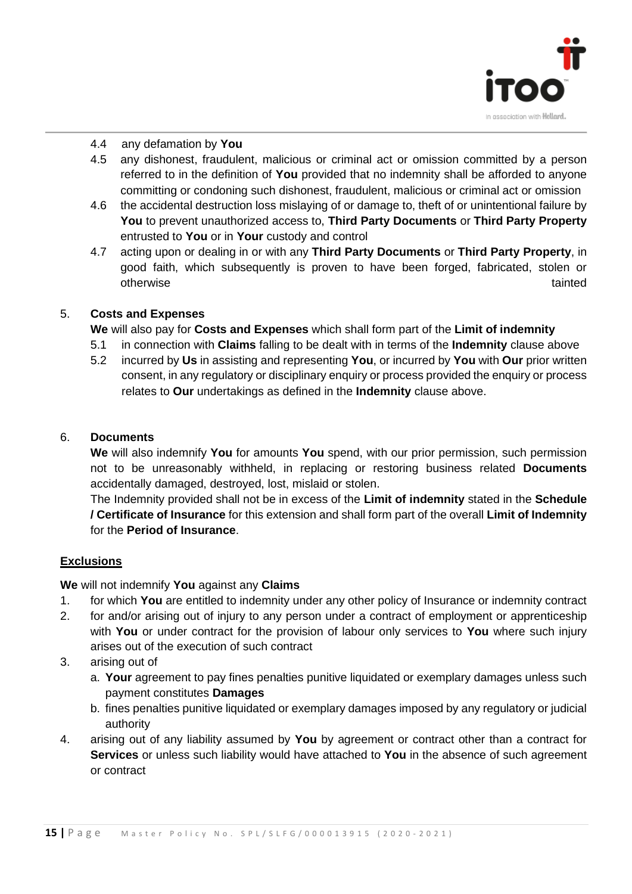4.4 any defamation by **You**

4.5 any dishonest, fraudulent, malicious or criminal act or omission committed by a person referred to in the definition of **You** provided that no indemnity shall be afforded to anyone committing or condoning such dishonest, fraudulent, malicious or criminal act or omission

4.6 the accidental destruction loss mislaying of or damage to, theft of or unintentional failure by **You** to prevent unauthorized access to, **Third Party Documents** or **Third Party Property** entrusted to **You** or in **Your** custody and control

4.7 acting upon or dealing in or with any **Third Party Documents** or **Third Party Property**, in good faith, which subsequently is proven to have been forged, fabricated, stolen or otherwise tainted

5. **Costs and Expenses**

**We** will also pay for **Costs and Expenses** which shall form part of the **Limit of indemnity**

5.1 in connection with **Claims** falling to be dealt with in terms of the **Indemnity** clause above

5.2 incurred by **Us** in assisting and representing **You**, or incurred by **You** with **Our** prior written consent, in any regulatory or disciplinary enquiry or process provided the enquiry or process relates to **Our** undertakings as defined in the **Indemnity** clause above.

6. **Documents**

**We** will also indemnify **You** for amounts **You** spend, with our prior permission, such permission not to be unreasonably withheld, in replacing or restoring business related **Documents** accidentally damaged, destroyed, lost, mislaid or stolen.

The Indemnity provided shall not be in excess of the **Limit of indemnity** stated in the **Schedule / Certificate of Insurance** for this extension and shall form part of the overall **Limit of Indemnity** for the **Period of Insurance**.

**Exclusions**

**We** will not indemnify **You** against any **Claims**

1. for which **You** are entitled to indemnity under any other policy of Insurance or indemnity contract
2. for and/or arising out of injury to any person under a contract of employment or apprenticeship with **You** or under contract for the provision of labour only services to **You** where such injury arises out of the execution of such contract
3. arising out of
   a. **Your** agreement to pay fines penalties punitive liquidated or exemplary damages unless such payment constitutes **Damages**
   b. fines penalties punitive liquidated or exemplary damages imposed by any regulatory or judicial authority
4. arising out of any liability assumed by **You** by agreement or contract other than a contract for **Services** or unless such liability would have attached to **You** in the absence of such agreement or contract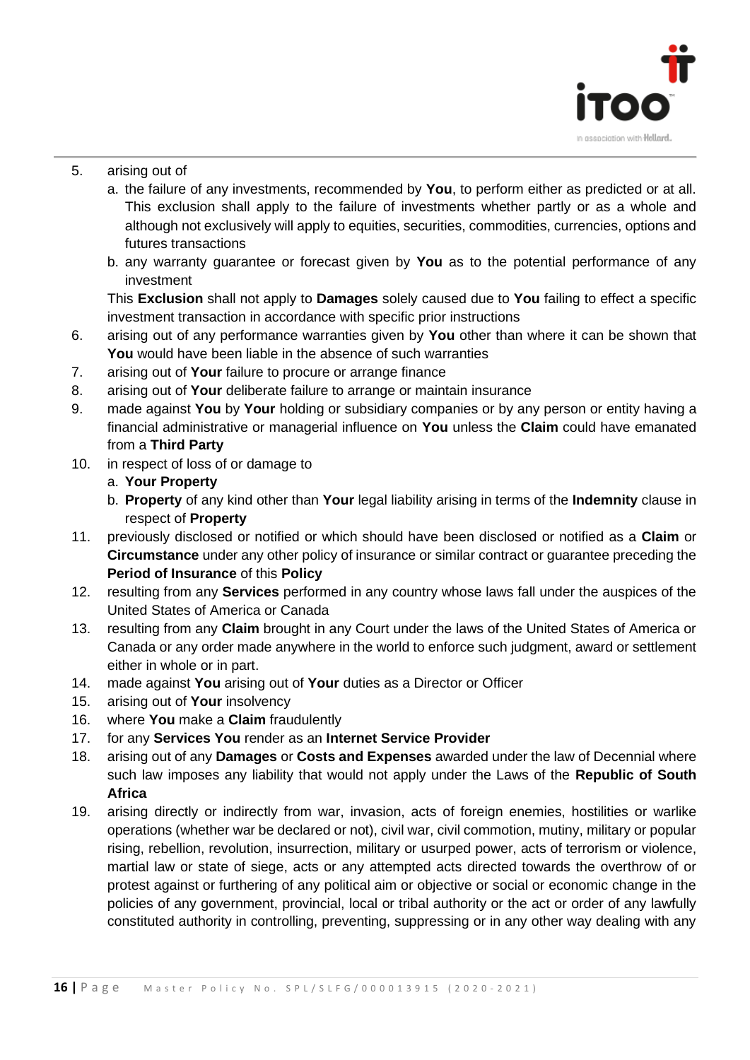5. arising out of
    a. the failure of any investments, recommended by **You**, to perform either as predicted or at all. This exclusion shall apply to the failure of investments whether partly or as a whole and although not exclusively will apply to equities, securities, commodities, currencies, options and futures transactions
    b. any warranty guarantee or forecast given by **You** as to the potential performance of any investment

    This **Exclusion** shall not apply to **Damages** solely caused due to **You** failing to effect a specific investment transaction in accordance with specific prior instructions
6. arising out of any performance warranties given by **You** other than where it can be shown that **You** would have been liable in the absence of such warranties
7. arising out of **Your** failure to procure or arrange finance
8. arising out of **Your** deliberate failure to arrange or maintain insurance
9. made against **You** by **Your** holding or subsidiary companies or by any person or entity having a financial administrative or managerial influence on **You** unless the **Claim** could have emanated from a **Third Party**
10. in respect of loss of or damage to
    a. **Your Property**
    b. **Property** of any kind other than **Your** legal liability arising in terms of the **Indemnity** clause in respect of **Property**
11. previously disclosed or notified or which should have been disclosed or notified as a **Claim** or **Circumstance** under any other policy of insurance or similar contract or guarantee preceding the **Period of Insurance** of this **Policy**
12. resulting from any **Services** performed in any country whose laws fall under the auspices of the United States of America or Canada
13. resulting from any **Claim** brought in any Court under the laws of the United States of America or Canada or any order made anywhere in the world to enforce such judgment, award or settlement either in whole or in part.
14. made against **You** arising out of **Your** duties as a Director or Officer
15. arising out of **Your** insolvency
16. where **You** make a **Claim** fraudulently
17. for any **Services You** render as an **Internet Service Provider**
18. arising out of any **Damages** or **Costs and Expenses** awarded under the law of Decennial where such law imposes any liability that would not apply under the Laws of the **Republic of South Africa**
19. arising directly or indirectly from war, invasion, acts of foreign enemies, hostilities or warlike operations (whether war be declared or not), civil war, civil commotion, mutiny, military or popular rising, rebellion, revolution, insurrection, military or usurped power, acts of terrorism or violence, martial law or state of siege, acts or any attempted acts directed towards the overthrow of or protest against or furthering of any political aim or objective or social or economic change in the policies of any government, provincial, local or tribal authority or the act or order of any lawfully constituted authority in controlling, preventing, suppressing or in any other way dealing with any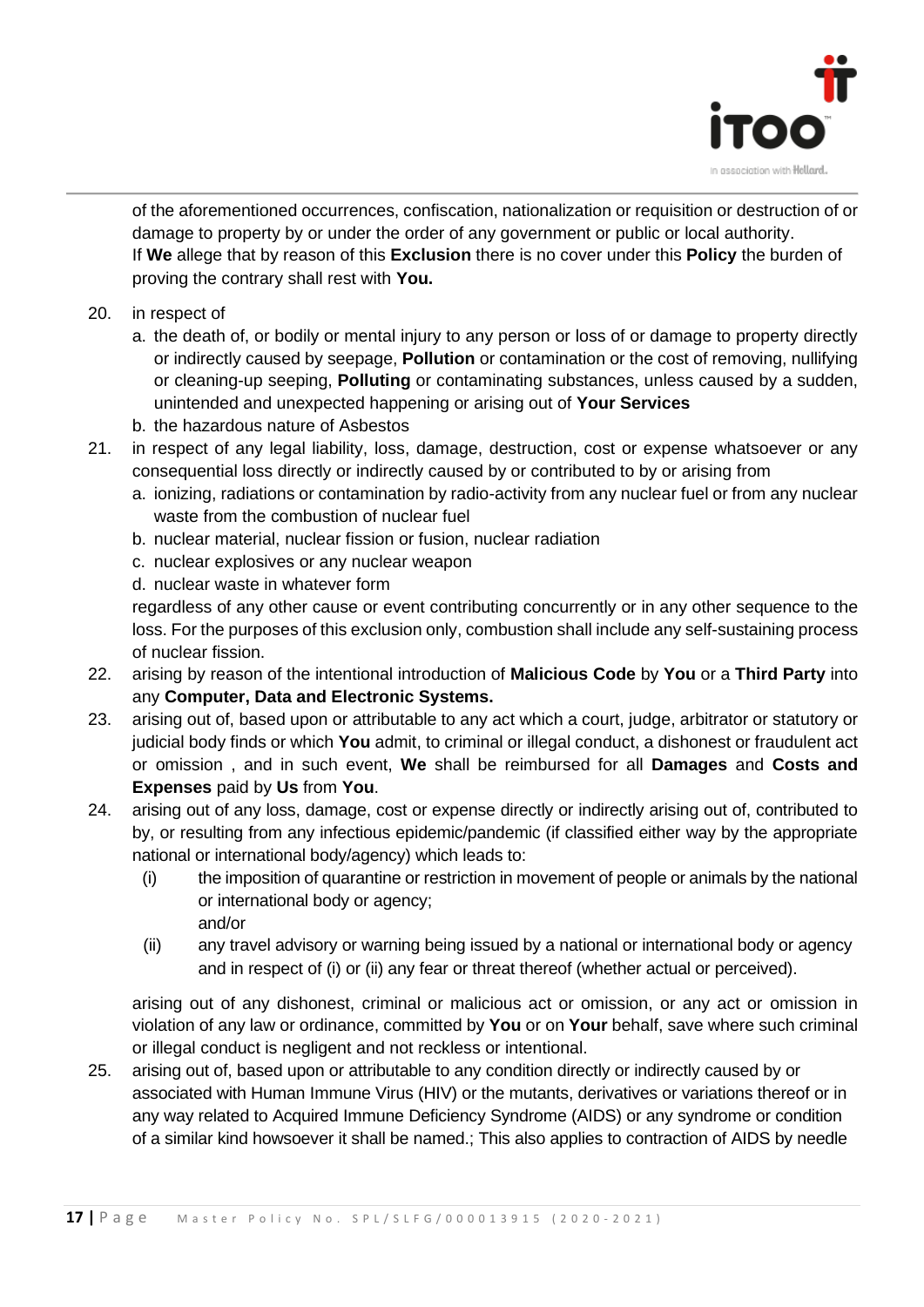of the aforementioned occurrences, confiscation, nationalization or requisition or destruction of or damage to property by or under the order of any government or public or local authority.
If **We** allege that by reason of this **Exclusion** there is no cover under this **Policy** the burden of proving the contrary shall rest with **You.**

20. in respect of
    a. the death of, or bodily or mental injury to any person or loss of or damage to property directly or indirectly caused by seepage, **Pollution** or contamination or the cost of removing, nullifying or cleaning-up seeping, **Polluting** or contaminating substances, unless caused by a sudden, unintended and unexpected happening or arising out of **Your Services**
    b. the hazardous nature of Asbestos
21. in respect of any legal liability, loss, damage, destruction, cost or expense whatsoever or any consequential loss directly or indirectly caused by or contributed to by or arising from
    a. ionizing, radiations or contamination by radio-activity from any nuclear fuel or from any nuclear waste from the combustion of nuclear fuel
    b. nuclear material, nuclear fission or fusion, nuclear radiation
    c. nuclear explosives or any nuclear weapon
    d. nuclear waste in whatever form

    regardless of any other cause or event contributing concurrently or in any other sequence to the loss. For the purposes of this exclusion only, combustion shall include any self-sustaining process of nuclear fission.
22. arising by reason of the intentional introduction of **Malicious Code** by **You** or a **Third Party** into any **Computer, Data and Electronic Systems.**
23. arising out of, based upon or attributable to any act which a court, judge, arbitrator or statutory or judicial body finds or which **You** admit, to criminal or illegal conduct, a dishonest or fraudulent act or omission , and in such event, **We** shall be reimbursed for all **Damages** and **Costs and Expenses** paid by **Us** from **You**.
24. arising out of any loss, damage, cost or expense directly or indirectly arising out of, contributed to by, or resulting from any infectious epidemic/pandemic (if classified either way by the appropriate national or international body/agency) which leads to:
    (i) the imposition of quarantine or restriction in movement of people or animals by the national or international body or agency;
    and/or
    (ii) any travel advisory or warning being issued by a national or international body or agency and in respect of (i) or (ii) any fear or threat thereof (whether actual or perceived).

    arising out of any dishonest, criminal or malicious act or omission, or any act or omission in violation of any law or ordinance, committed by **You** or on **Your** behalf, save where such criminal or illegal conduct is negligent and not reckless or intentional.
25. arising out of, based upon or attributable to any condition directly or indirectly caused by or associated with Human Immune Virus (HIV) or the mutants, derivatives or variations thereof or in any way related to Acquired Immune Deficiency Syndrome (AIDS) or any syndrome or condition of a similar kind howsoever it shall be named.; This also applies to contraction of AIDS by needle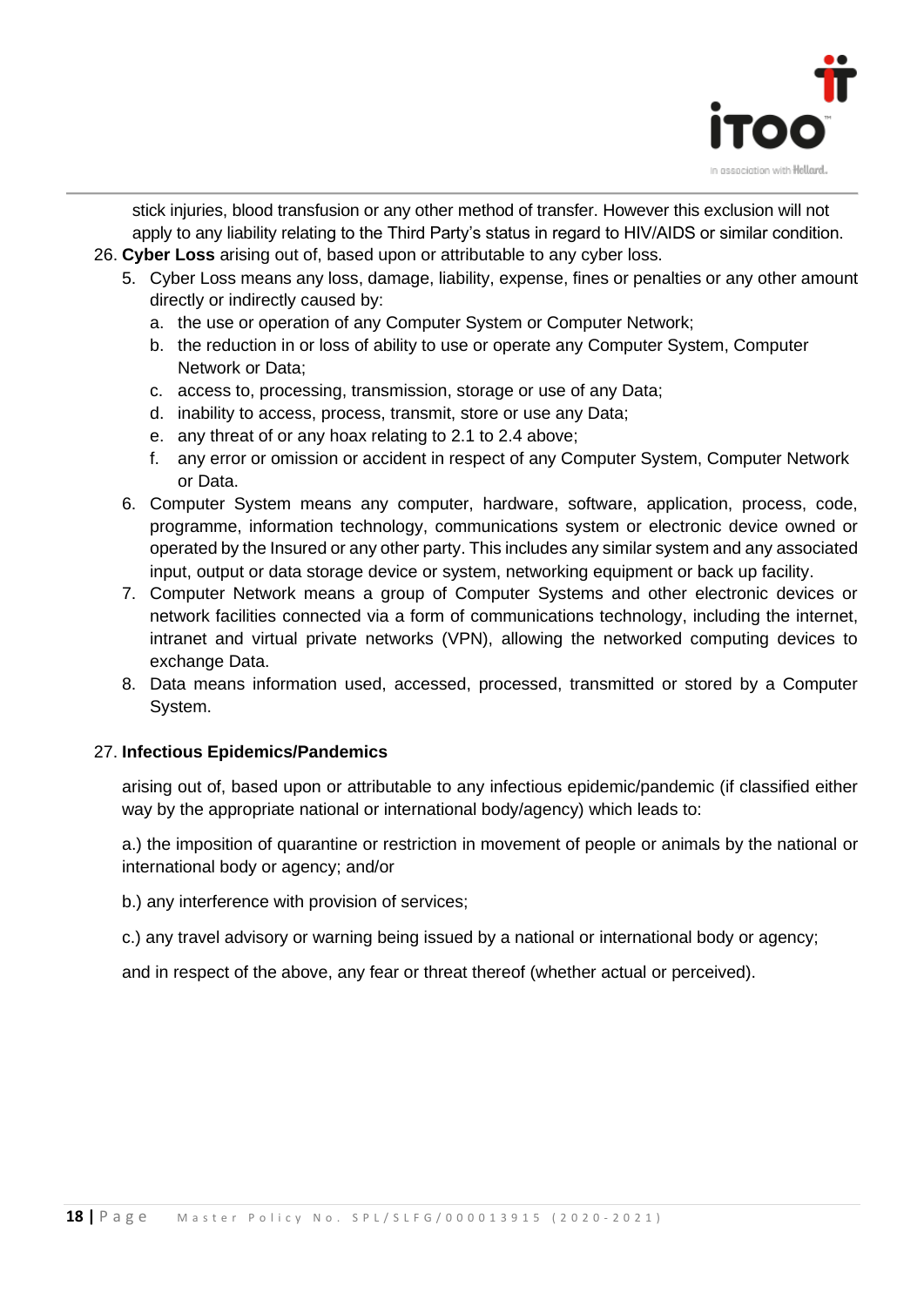stick injuries, blood transfusion or any other method of transfer. However this exclusion will not apply to any liability relating to the Third Party's status in regard to HIV/AIDS or similar condition.

26. **Cyber Loss** arising out of, based upon or attributable to any cyber loss.
    5. Cyber Loss means any loss, damage, liability, expense, fines or penalties or any other amount directly or indirectly caused by:
        a. the use or operation of any Computer System or Computer Network;
        b. the reduction in or loss of ability to use or operate any Computer System, Computer Network or Data;
        c. access to, processing, transmission, storage or use of any Data;
        d. inability to access, process, transmit, store or use any Data;
        e. any threat of or any hoax relating to 2.1 to 2.4 above;
        f. any error or omission or accident in respect of any Computer System, Computer Network or Data.
    6. Computer System means any computer, hardware, software, application, process, code, programme, information technology, communications system or electronic device owned or operated by the Insured or any other party. This includes any similar system and any associated input, output or data storage device or system, networking equipment or back up facility.
    7. Computer Network means a group of Computer Systems and other electronic devices or network facilities connected via a form of communications technology, including the internet, intranet and virtual private networks (VPN), allowing the networked computing devices to exchange Data.
    8. Data means information used, accessed, processed, transmitted or stored by a Computer System.

27. **Infectious Epidemics/Pandemics**

    arising out of, based upon or attributable to any infectious epidemic/pandemic (if classified either way by the appropriate national or international body/agency) which leads to:

    a.) the imposition of quarantine or restriction in movement of people or animals by the national or international body or agency; and/or

    b.) any interference with provision of services;

    c.) any travel advisory or warning being issued by a national or international body or agency;

    and in respect of the above, any fear or threat thereof (whether actual or perceived).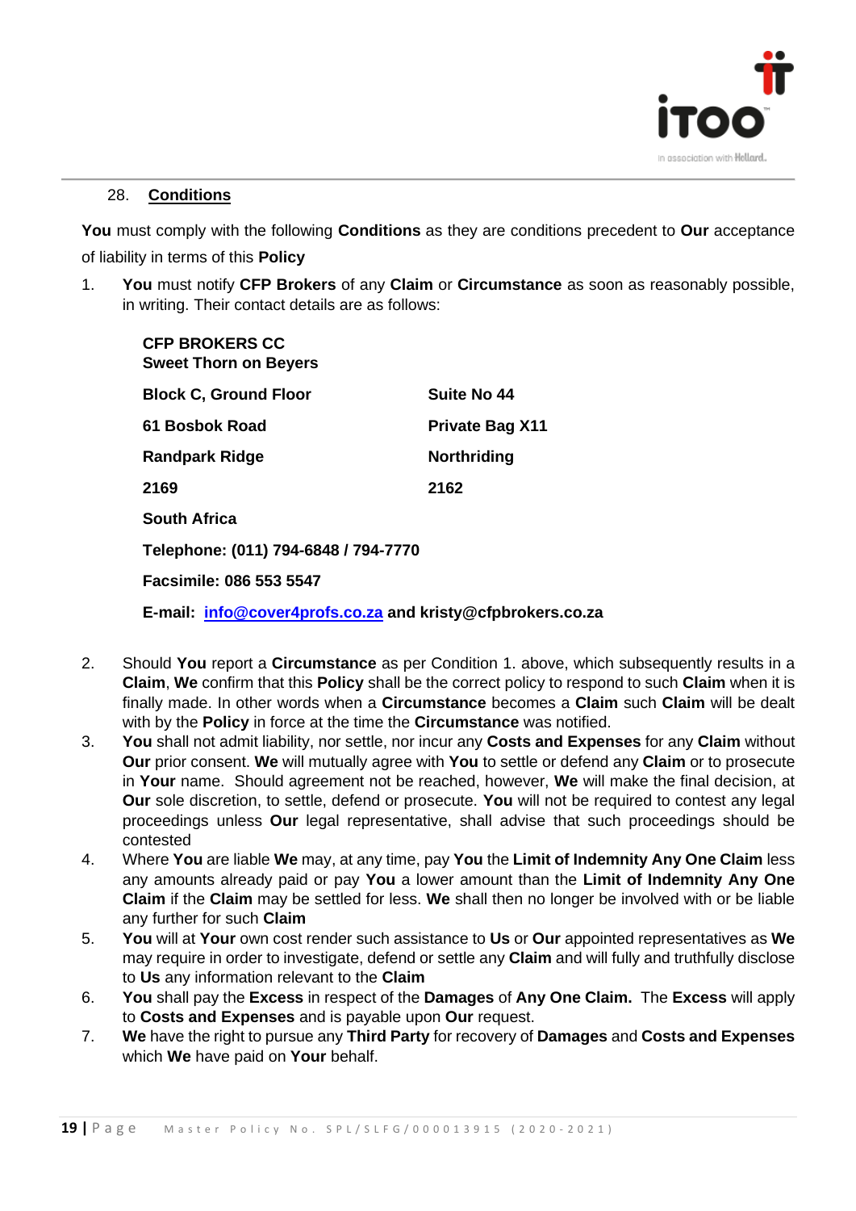## 28. Conditions

**You** must comply with the following **Conditions** as they are conditions precedent to **Our** acceptance of liability in terms of this **Policy**

1. **You** must notify **CFP Brokers** of any **Claim** or **Circumstance** as soon as reasonably possible, in writing. Their contact details are as follows:

   **CFP BROKERS CC**
   **Sweet Thorn on Beyers**

   | | |
   |---|---|
   | **Block C, Ground Floor** | **Suite No 44** |
   | **61 Bosbok Road** | **Private Bag X11** |
   | **Randpark Ridge** | **Northriding** |
   | **2169** | **2162** |

   **South Africa**

   **Telephone: (011) 794-6848 / 794-7770**

   **Facsimile: 086 553 5547**

   **E-mail: info@cover4profs.co.za and kristy@cfpbrokers.co.za**

2. Should **You** report a **Circumstance** as per Condition 1. above, which subsequently results in a **Claim**, **We** confirm that this **Policy** shall be the correct policy to respond to such **Claim** when it is finally made. In other words when a **Circumstance** becomes a **Claim** such **Claim** will be dealt with by the **Policy** in force at the time the **Circumstance** was notified.
3. **You** shall not admit liability, nor settle, nor incur any **Costs and Expenses** for any **Claim** without **Our** prior consent. **We** will mutually agree with **You** to settle or defend any **Claim** or to prosecute in **Your** name. Should agreement not be reached, however, **We** will make the final decision, at **Our** sole discretion, to settle, defend or prosecute. **You** will not be required to contest any legal proceedings unless **Our** legal representative, shall advise that such proceedings should be contested
4. Where **You** are liable **We** may, at any time, pay **You** the **Limit of Indemnity Any One Claim** less any amounts already paid or pay **You** a lower amount than the **Limit of Indemnity Any One Claim** if the **Claim** may be settled for less. **We** shall then no longer be involved with or be liable any further for such **Claim**
5. **You** will at **Your** own cost render such assistance to **Us** or **Our** appointed representatives as **We** may require in order to investigate, defend or settle any **Claim** and will fully and truthfully disclose to **Us** any information relevant to the **Claim**
6. **You** shall pay the **Excess** in respect of the **Damages** of **Any One Claim.** The **Excess** will apply to **Costs and Expenses** and is payable upon **Our** request.
7. **We** have the right to pursue any **Third Party** for recovery of **Damages** and **Costs and Expenses** which **We** have paid on **Your** behalf.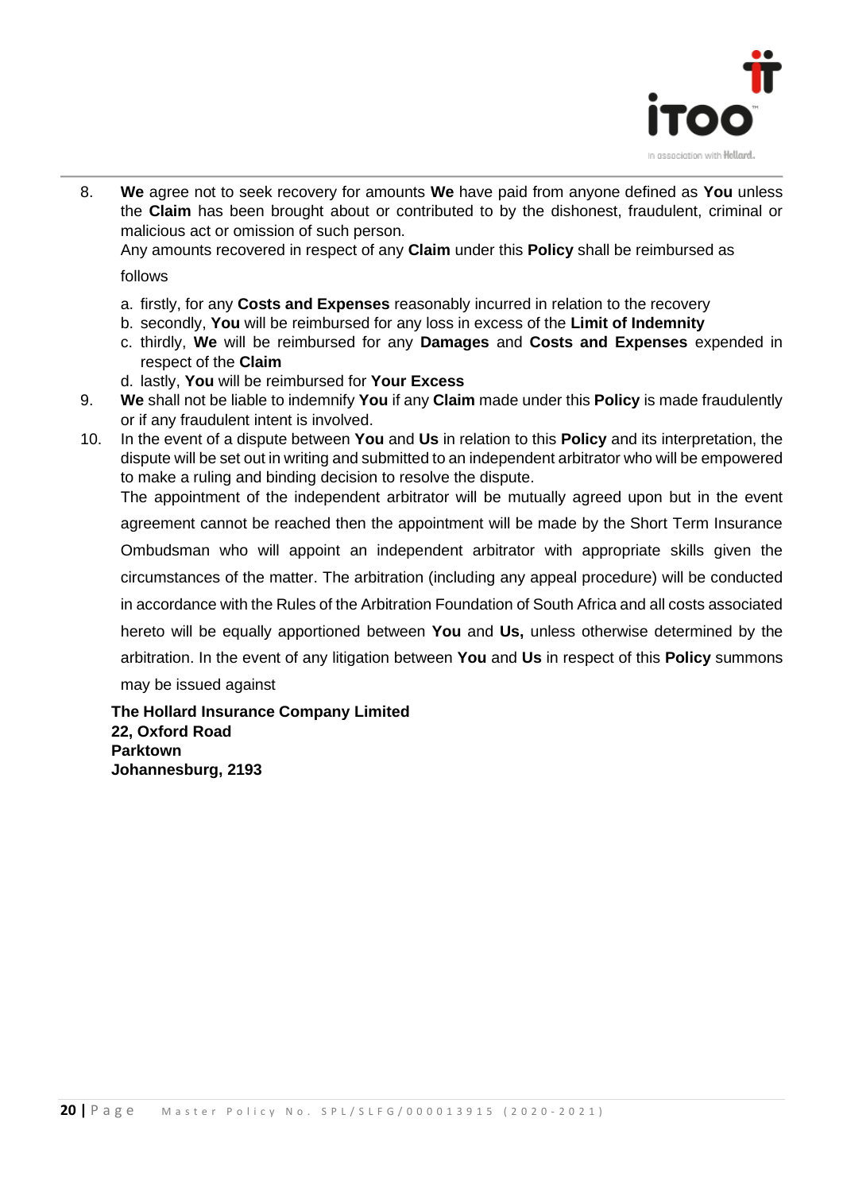8. **We** agree not to seek recovery for amounts **We** have paid from anyone defined as **You** unless the **Claim** has been brought about or contributed to by the dishonest, fraudulent, criminal or malicious act or omission of such person.

   Any amounts recovered in respect of any **Claim** under this **Policy** shall be reimbursed as follows

   a. firstly, for any **Costs and Expenses** reasonably incurred in relation to the recovery
   b. secondly, **You** will be reimbursed for any loss in excess of the **Limit of Indemnity**
   c. thirdly, **We** will be reimbursed for any **Damages** and **Costs and Expenses** expended in respect of the **Claim**
   d. lastly, **You** will be reimbursed for **Your Excess**

9. **We** shall not be liable to indemnify **You** if any **Claim** made under this **Policy** is made fraudulently or if any fraudulent intent is involved.

10. In the event of a dispute between **You** and **Us** in relation to this **Policy** and its interpretation, the dispute will be set out in writing and submitted to an independent arbitrator who will be empowered to make a ruling and binding decision to resolve the dispute.

    The appointment of the independent arbitrator will be mutually agreed upon but in the event agreement cannot be reached then the appointment will be made by the Short Term Insurance Ombudsman who will appoint an independent arbitrator with appropriate skills given the circumstances of the matter. The arbitration (including any appeal procedure) will be conducted in accordance with the Rules of the Arbitration Foundation of South Africa and all costs associated hereto will be equally apportioned between **You** and **Us,** unless otherwise determined by the arbitration. In the event of any litigation between **You** and **Us** in respect of this **Policy** summons may be issued against

    **The Hollard Insurance Company Limited**
    **22, Oxford Road**
    **Parktown**
    **Johannesburg, 2193**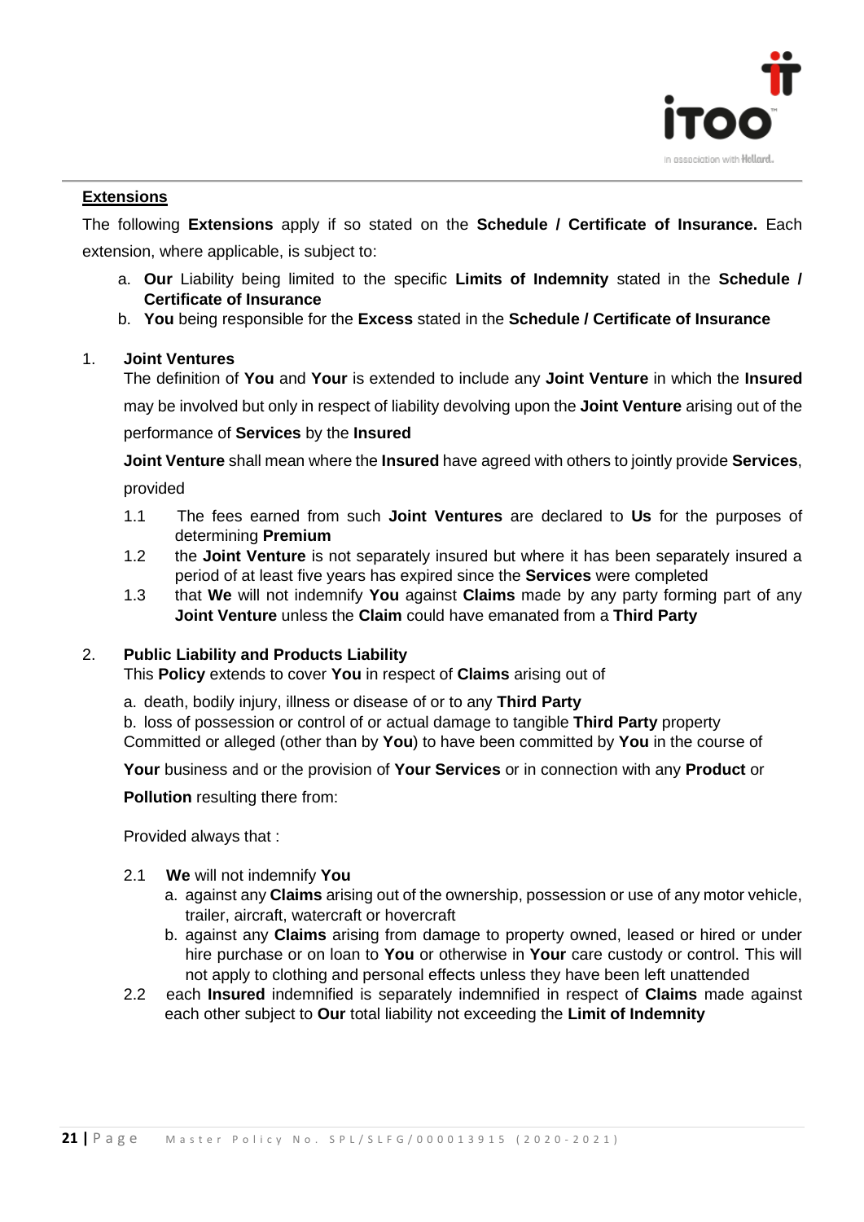## Extensions

The following **Extensions** apply if so stated on the **Schedule / Certificate of Insurance.** Each extension, where applicable, is subject to:

a. **Our** Liability being limited to the specific **Limits of Indemnity** stated in the **Schedule / Certificate of Insurance**
b. **You** being responsible for the **Excess** stated in the **Schedule / Certificate of Insurance**

### 1. Joint Ventures

The definition of **You** and **Your** is extended to include any **Joint Venture** in which the **Insured** may be involved but only in respect of liability devolving upon the **Joint Venture** arising out of the performance of **Services** by the **Insured**

**Joint Venture** shall mean where the **Insured** have agreed with others to jointly provide **Services**, provided

1.1 The fees earned from such **Joint Ventures** are declared to **Us** for the purposes of determining **Premium**
1.2 the **Joint Venture** is not separately insured but where it has been separately insured a period of at least five years has expired since the **Services** were completed
1.3 that **We** will not indemnify **You** against **Claims** made by any party forming part of any **Joint Venture** unless the **Claim** could have emanated from a **Third Party**

### 2. Public Liability and Products Liability

This **Policy** extends to cover **You** in respect of **Claims** arising out of

a. death, bodily injury, illness or disease of or to any **Third Party**
b. loss of possession or control of or actual damage to tangible **Third Party** property

Committed or alleged (other than by **You**) to have been committed by **You** in the course of **Your** business and or the provision of **Your Services** or in connection with any **Product** or **Pollution** resulting there from:

Provided always that :

2.1 **We** will not indemnify **You**
  a. against any **Claims** arising out of the ownership, possession or use of any motor vehicle, trailer, aircraft, watercraft or hovercraft
  b. against any **Claims** arising from damage to property owned, leased or hired or under hire purchase or on loan to **You** or otherwise in **Your** care custody or control. This will not apply to clothing and personal effects unless they have been left unattended
2.2 each **Insured** indemnified is separately indemnified in respect of **Claims** made against each other subject to **Our** total liability not exceeding the **Limit of Indemnity**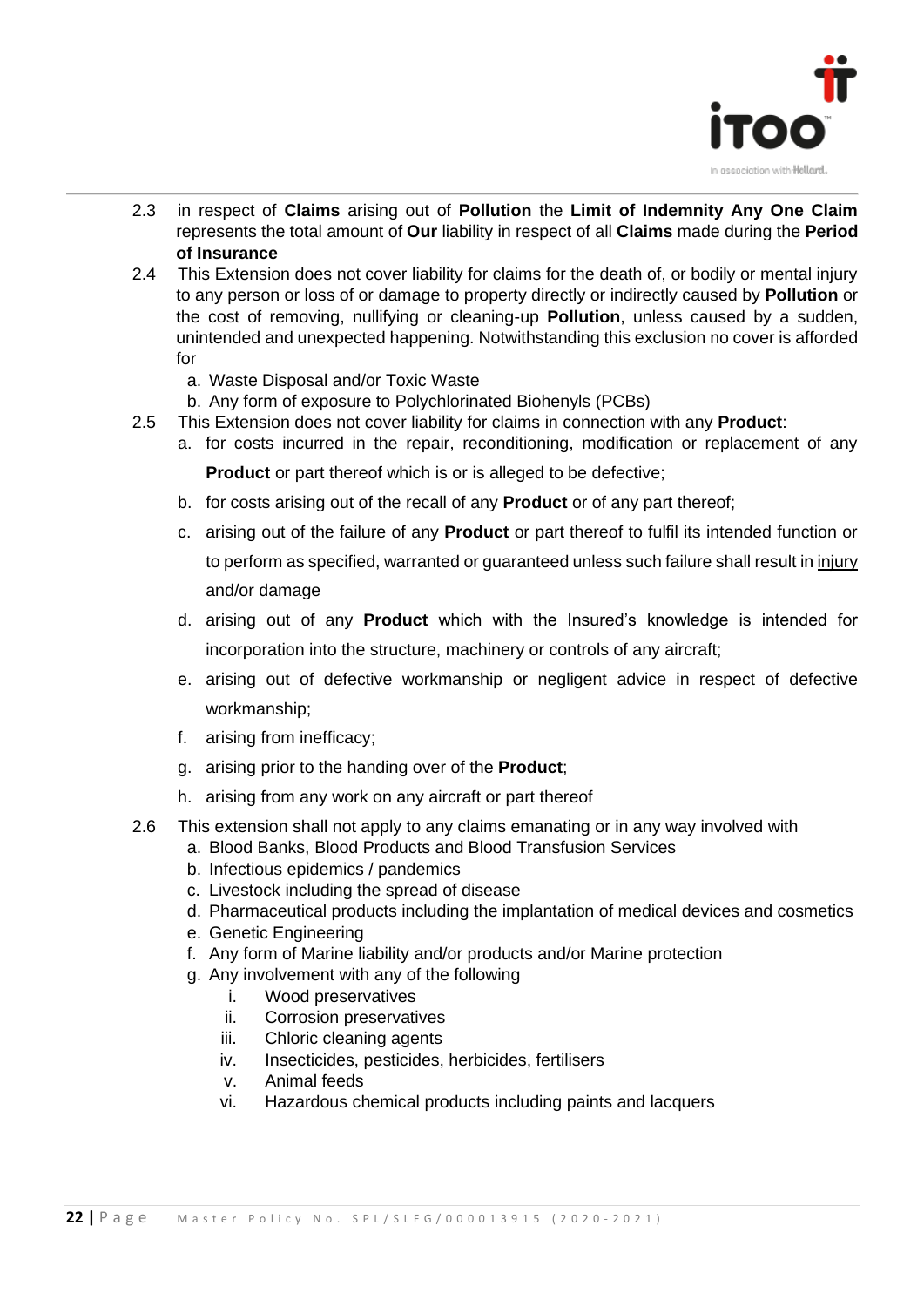2.3 in respect of **Claims** arising out of **Pollution** the **Limit of Indemnity Any One Claim** represents the total amount of **Our** liability in respect of all **Claims** made during the **Period of Insurance**

2.4 This Extension does not cover liability for claims for the death of, or bodily or mental injury to any person or loss of or damage to property directly or indirectly caused by **Pollution** or the cost of removing, nullifying or cleaning-up **Pollution**, unless caused by a sudden, unintended and unexpected happening. Notwithstanding this exclusion no cover is afforded for

   a. Waste Disposal and/or Toxic Waste
   b. Any form of exposure to Polychlorinated Biohenyls (PCBs)

2.5 This Extension does not cover liability for claims in connection with any **Product**:

   a. for costs incurred in the repair, reconditioning, modification or replacement of any **Product** or part thereof which is or is alleged to be defective;
   b. for costs arising out of the recall of any **Product** or of any part thereof;
   c. arising out of the failure of any **Product** or part thereof to fulfil its intended function or to perform as specified, warranted or guaranteed unless such failure shall result in injury and/or damage
   d. arising out of any **Product** which with the Insured's knowledge is intended for incorporation into the structure, machinery or controls of any aircraft;
   e. arising out of defective workmanship or negligent advice in respect of defective workmanship;
   f. arising from inefficacy;
   g. arising prior to the handing over of the **Product**;
   h. arising from any work on any aircraft or part thereof

2.6 This extension shall not apply to any claims emanating or in any way involved with

   a. Blood Banks, Blood Products and Blood Transfusion Services
   b. Infectious epidemics / pandemics
   c. Livestock including the spread of disease
   d. Pharmaceutical products including the implantation of medical devices and cosmetics
   e. Genetic Engineering
   f. Any form of Marine liability and/or products and/or Marine protection
   g. Any involvement with any of the following
      i. Wood preservatives
      ii. Corrosion preservatives
      iii. Chloric cleaning agents
      iv. Insecticides, pesticides, herbicides, fertilisers
      v. Animal feeds
      vi. Hazardous chemical products including paints and lacquers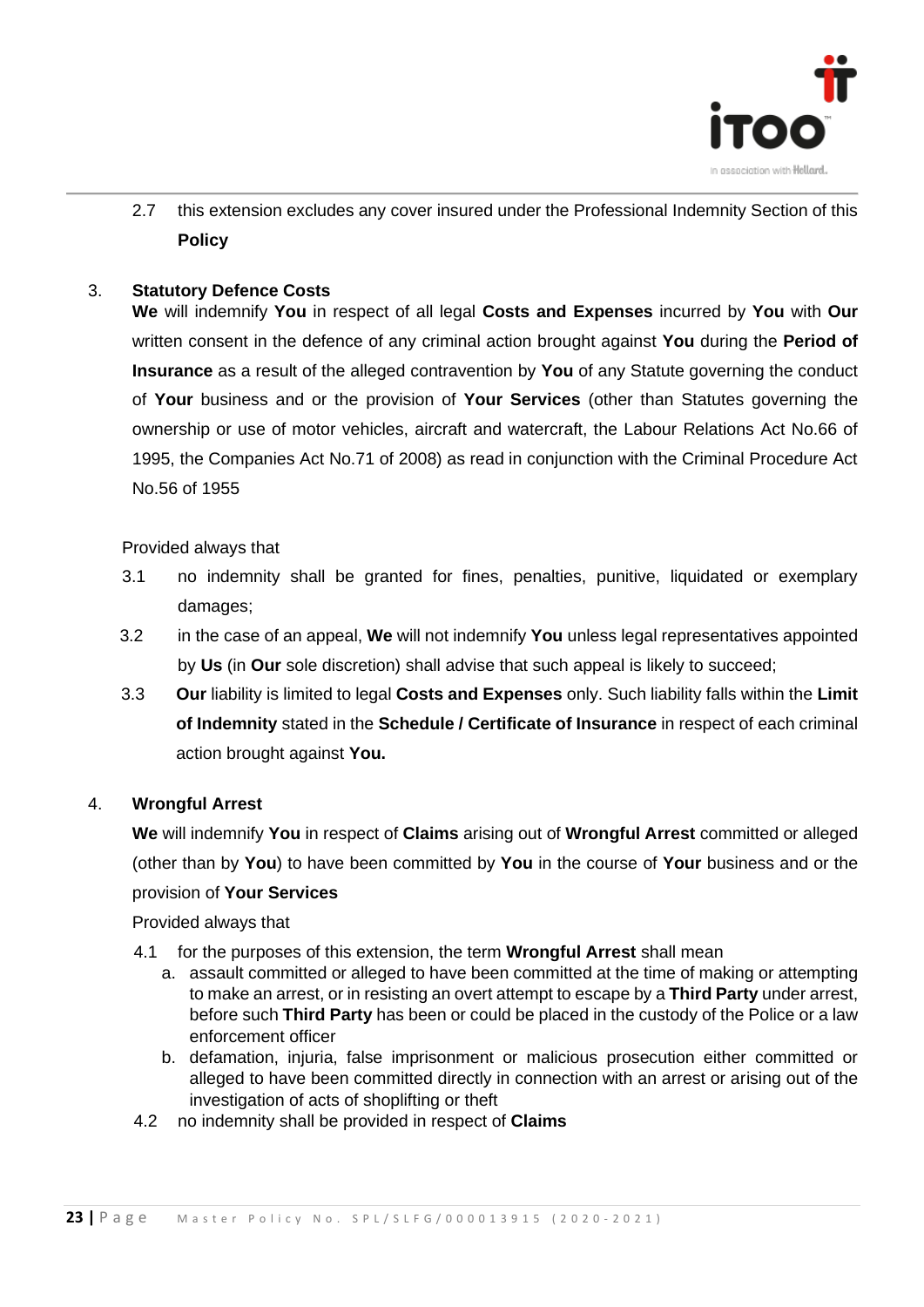2.7 this extension excludes any cover insured under the Professional Indemnity Section of this **Policy**

3. **Statutory Defence Costs**

**We** will indemnify **You** in respect of all legal **Costs and Expenses** incurred by **You** with **Our** written consent in the defence of any criminal action brought against **You** during the **Period of Insurance** as a result of the alleged contravention by **You** of any Statute governing the conduct of **Your** business and or the provision of **Your Services** (other than Statutes governing the ownership or use of motor vehicles, aircraft and watercraft, the Labour Relations Act No.66 of 1995, the Companies Act No.71 of 2008) as read in conjunction with the Criminal Procedure Act No.56 of 1955

Provided always that

3.1 no indemnity shall be granted for fines, penalties, punitive, liquidated or exemplary damages;

3.2 in the case of an appeal, **We** will not indemnify **You** unless legal representatives appointed by **Us** (in **Our** sole discretion) shall advise that such appeal is likely to succeed;

3.3 **Our** liability is limited to legal **Costs and Expenses** only. Such liability falls within the **Limit of Indemnity** stated in the **Schedule / Certificate of Insurance** in respect of each criminal action brought against **You.**

4. **Wrongful Arrest**

**We** will indemnify **You** in respect of **Claims** arising out of **Wrongful Arrest** committed or alleged (other than by **You**) to have been committed by **You** in the course of **Your** business and or the provision of **Your Services**

Provided always that

4.1 for the purposes of this extension, the term **Wrongful Arrest** shall mean

a. assault committed or alleged to have been committed at the time of making or attempting to make an arrest, or in resisting an overt attempt to escape by a **Third Party** under arrest, before such **Third Party** has been or could be placed in the custody of the Police or a law enforcement officer

b. defamation, injuria, false imprisonment or malicious prosecution either committed or alleged to have been committed directly in connection with an arrest or arising out of the investigation of acts of shoplifting or theft

4.2 no indemnity shall be provided in respect of **Claims**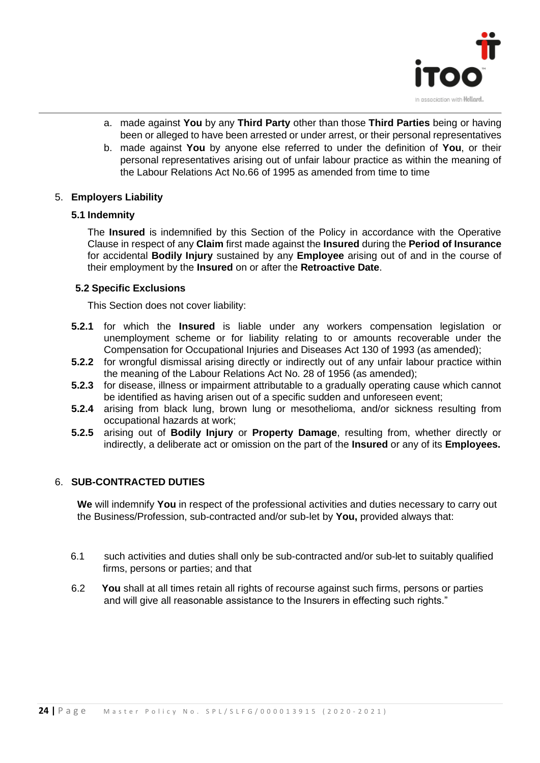a. made against **You** by any **Third Party** other than those **Third Parties** being or having been or alleged to have been arrested or under arrest, or their personal representatives
b. made against **You** by anyone else referred to under the definition of **You**, or their personal representatives arising out of unfair labour practice as within the meaning of the Labour Relations Act No.66 of 1995 as amended from time to time

5. **Employers Liability**

**5.1 Indemnity**

The **Insured** is indemnified by this Section of the Policy in accordance with the Operative Clause in respect of any **Claim** first made against the **Insured** during the **Period of Insurance** for accidental **Bodily Injury** sustained by any **Employee** arising out of and in the course of their employment by the **Insured** on or after the **Retroactive Date**.

**5.2 Specific Exclusions**

This Section does not cover liability:

**5.2.1** for which the **Insured** is liable under any workers compensation legislation or unemployment scheme or for liability relating to or amounts recoverable under the Compensation for Occupational Injuries and Diseases Act 130 of 1993 (as amended);

**5.2.2** for wrongful dismissal arising directly or indirectly out of any unfair labour practice within the meaning of the Labour Relations Act No. 28 of 1956 (as amended);

**5.2.3** for disease, illness or impairment attributable to a gradually operating cause which cannot be identified as having arisen out of a specific sudden and unforeseen event;

**5.2.4** arising from black lung, brown lung or mesothelioma, and/or sickness resulting from occupational hazards at work;

**5.2.5** arising out of **Bodily Injury** or **Property Damage**, resulting from, whether directly or indirectly, a deliberate act or omission on the part of the **Insured** or any of its **Employees.**

6. **SUB-CONTRACTED DUTIES**

**We** will indemnify **You** in respect of the professional activities and duties necessary to carry out the Business/Profession, sub-contracted and/or sub-let by **You,** provided always that:

6.1 such activities and duties shall only be sub-contracted and/or sub-let to suitably qualified firms, persons or parties; and that

6.2 **You** shall at all times retain all rights of recourse against such firms, persons or parties and will give all reasonable assistance to the Insurers in effecting such rights."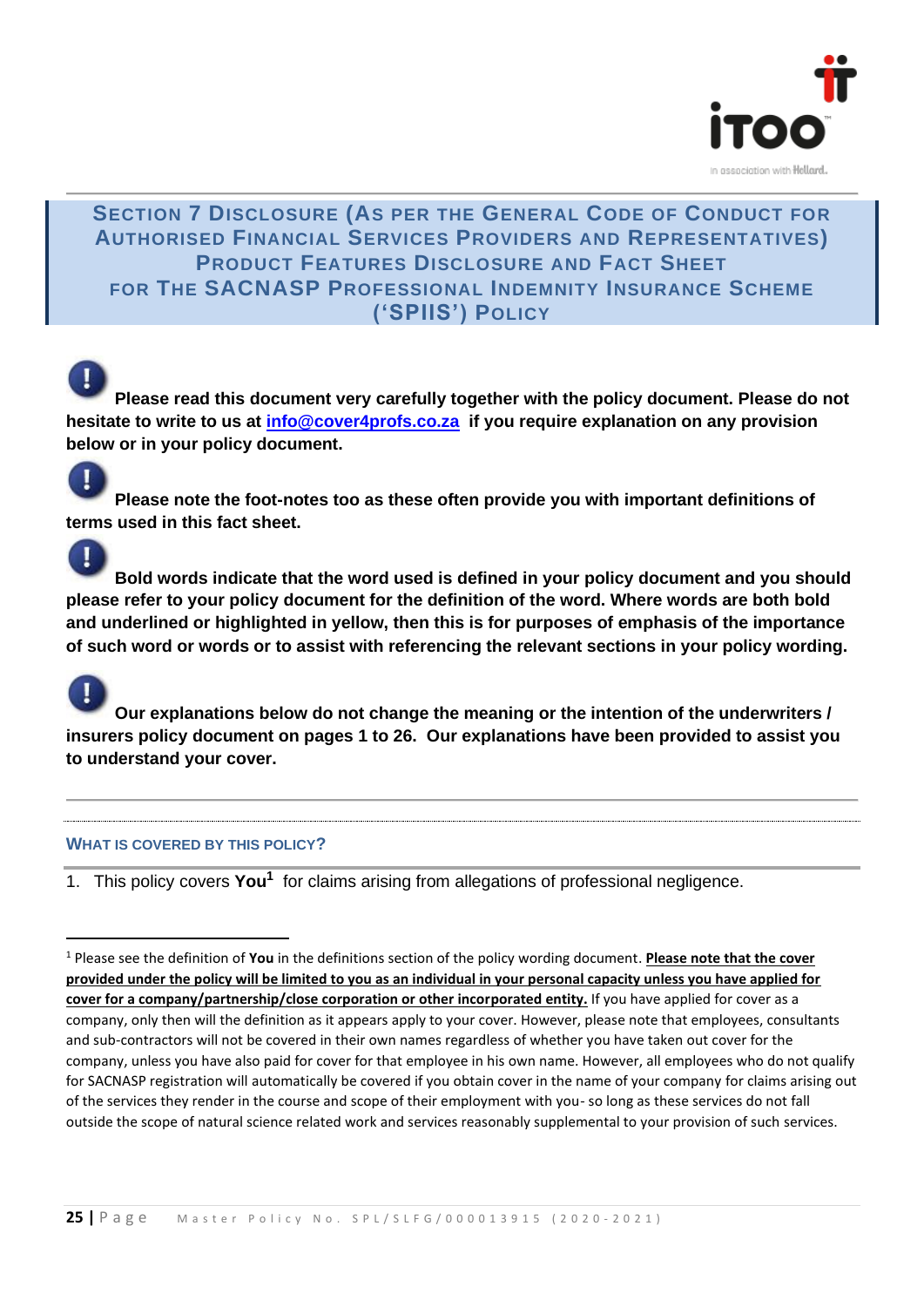# Section 7 Disclosure (As per the General Code of Conduct for Authorised Financial Services Providers and Representatives) Product Features Disclosure and Fact Sheet for The SACNASP Professional Indemnity Insurance Scheme ('SPIIS') Policy

**Please read this document very carefully together with the policy document. Please do not hesitate to write to us at info@cover4profs.co.za if you require explanation on any provision below or in your policy document.**

**Please note the foot-notes too as these often provide you with important definitions of terms used in this fact sheet.**

**Bold words indicate that the word used is defined in your policy document and you should please refer to your policy document for the definition of the word. Where words are both bold and underlined or highlighted in yellow, then this is for purposes of emphasis of the importance of such word or words or to assist with referencing the relevant sections in your policy wording.**

**Our explanations below do not change the meaning or the intention of the underwriters / insurers policy document on pages 1 to 26. Our explanations have been provided to assist you to understand your cover.**

---

## What is covered by this policy?

1. This policy covers **You**[1] for claims arising from allegations of professional negligence.

---

[1] Please see the definition of **You** in the definitions section of the policy wording document. **Please note that the cover provided under the policy will be limited to you as an individual in your personal capacity unless you have applied for cover for a company/partnership/close corporation or other incorporated entity.** If you have applied for cover as a company, only then will the definition as it appears apply to your cover. However, please note that employees, consultants and sub-contractors will not be covered in their own names regardless of whether you have taken out cover for the company, unless you have also paid for cover for that employee in his own name. However, all employees who do not qualify for SACNASP registration will automatically be covered if you obtain cover in the name of your company for claims arising out of the services they render in the course and scope of their employment with you- so long as these services do not fall outside the scope of natural science related work and services reasonably supplemental to your provision of such services.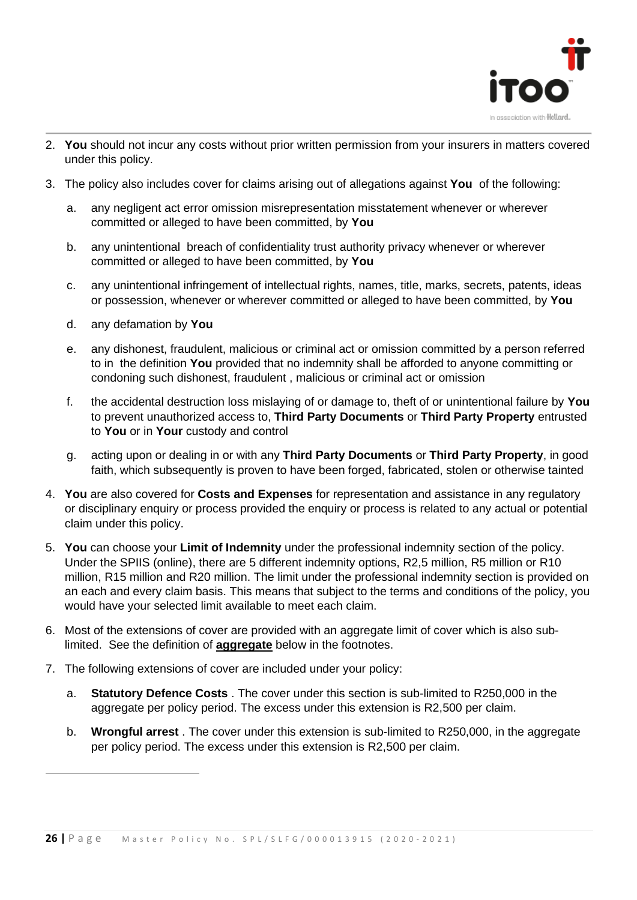2. **You** should not incur any costs without prior written permission from your insurers in matters covered under this policy.

3. The policy also includes cover for claims arising out of allegations against **You** of the following:

    a. any negligent act error omission misrepresentation misstatement whenever or wherever committed or alleged to have been committed, by **You**

    b. any unintentional breach of confidentiality trust authority privacy whenever or wherever committed or alleged to have been committed, by **You**

    c. any unintentional infringement of intellectual rights, names, title, marks, secrets, patents, ideas or possession, whenever or wherever committed or alleged to have been committed, by **You**

    d. any defamation by **You**

    e. any dishonest, fraudulent, malicious or criminal act or omission committed by a person referred to in the definition **You** provided that no indemnity shall be afforded to anyone committing or condoning such dishonest, fraudulent , malicious or criminal act or omission

    f. the accidental destruction loss mislaying of or damage to, theft of or unintentional failure by **You** to prevent unauthorized access to, **Third Party Documents** or **Third Party Property** entrusted to **You** or in **Your** custody and control

    g. acting upon or dealing in or with any **Third Party Documents** or **Third Party Property**, in good faith, which subsequently is proven to have been forged, fabricated, stolen or otherwise tainted

4. **You** are also covered for **Costs and Expenses** for representation and assistance in any regulatory or disciplinary enquiry or process provided the enquiry or process is related to any actual or potential claim under this policy.

5. **You** can choose your **Limit of Indemnity** under the professional indemnity section of the policy. Under the SPIIS (online), there are 5 different indemnity options, R2,5 million, R5 million or R10 million, R15 million and R20 million. The limit under the professional indemnity section is provided on an each and every claim basis. This means that subject to the terms and conditions of the policy, you would have your selected limit available to meet each claim.

6. Most of the extensions of cover are provided with an aggregate limit of cover which is also sub-limited. See the definition of **aggregate** below in the footnotes.

7. The following extensions of cover are included under your policy:

    a. **Statutory Defence Costs** . The cover under this section is sub-limited to R250,000 in the aggregate per policy period. The excess under this extension is R2,500 per claim.

    b. **Wrongful arrest** . The cover under this extension is sub-limited to R250,000, in the aggregate per policy period. The excess under this extension is R2,500 per claim.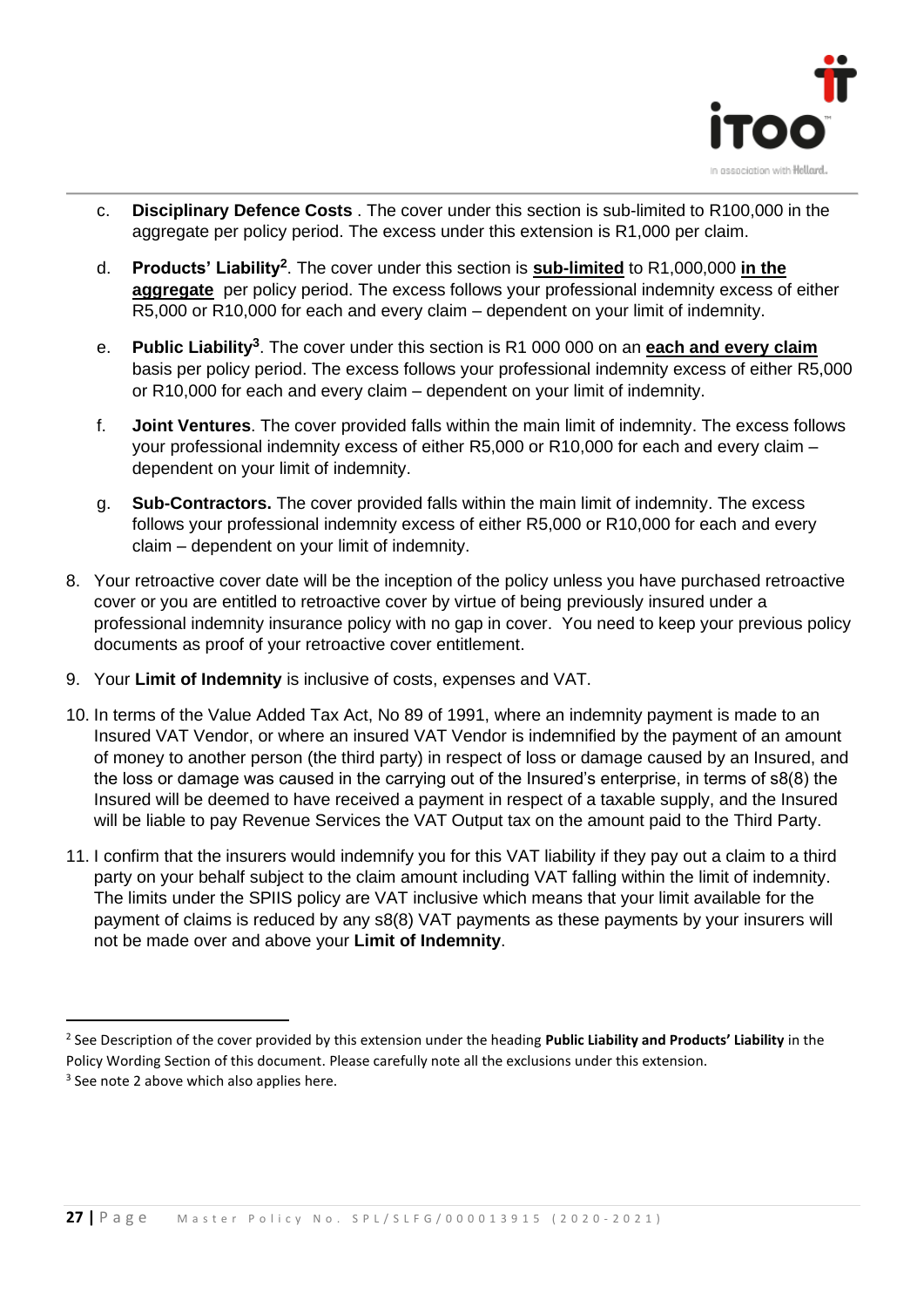c. **Disciplinary Defence Costs** . The cover under this section is sub-limited to R100,000 in the aggregate per policy period. The excess under this extension is R1,000 per claim.

d. **Products' Liability**[2]. The cover under this section is **sub-limited** to R1,000,000 **in the aggregate** per policy period. The excess follows your professional indemnity excess of either R5,000 or R10,000 for each and every claim – dependent on your limit of indemnity.

e. **Public Liability**[3]. The cover under this section is R1 000 000 on an **each and every claim** basis per policy period. The excess follows your professional indemnity excess of either R5,000 or R10,000 for each and every claim – dependent on your limit of indemnity.

f. **Joint Ventures**. The cover provided falls within the main limit of indemnity. The excess follows your professional indemnity excess of either R5,000 or R10,000 for each and every claim – dependent on your limit of indemnity.

g. **Sub-Contractors.** The cover provided falls within the main limit of indemnity. The excess follows your professional indemnity excess of either R5,000 or R10,000 for each and every claim – dependent on your limit of indemnity.

8. Your retroactive cover date will be the inception of the policy unless you have purchased retroactive cover or you are entitled to retroactive cover by virtue of being previously insured under a professional indemnity insurance policy with no gap in cover. You need to keep your previous policy documents as proof of your retroactive cover entitlement.

9. Your **Limit of Indemnity** is inclusive of costs, expenses and VAT.

10. In terms of the Value Added Tax Act, No 89 of 1991, where an indemnity payment is made to an Insured VAT Vendor, or where an insured VAT Vendor is indemnified by the payment of an amount of money to another person (the third party) in respect of loss or damage caused by an Insured, and the loss or damage was caused in the carrying out of the Insured's enterprise, in terms of s8(8) the Insured will be deemed to have received a payment in respect of a taxable supply, and the Insured will be liable to pay Revenue Services the VAT Output tax on the amount paid to the Third Party.

11. I confirm that the insurers would indemnify you for this VAT liability if they pay out a claim to a third party on your behalf subject to the claim amount including VAT falling within the limit of indemnity. The limits under the SPIIS policy are VAT inclusive which means that your limit available for the payment of claims is reduced by any s8(8) VAT payments as these payments by your insurers will not be made over and above your **Limit of Indemnity**.

---

[2] See Description of the cover provided by this extension under the heading **Public Liability and Products' Liability** in the Policy Wording Section of this document. Please carefully note all the exclusions under this extension.

[3] See note 2 above which also applies here.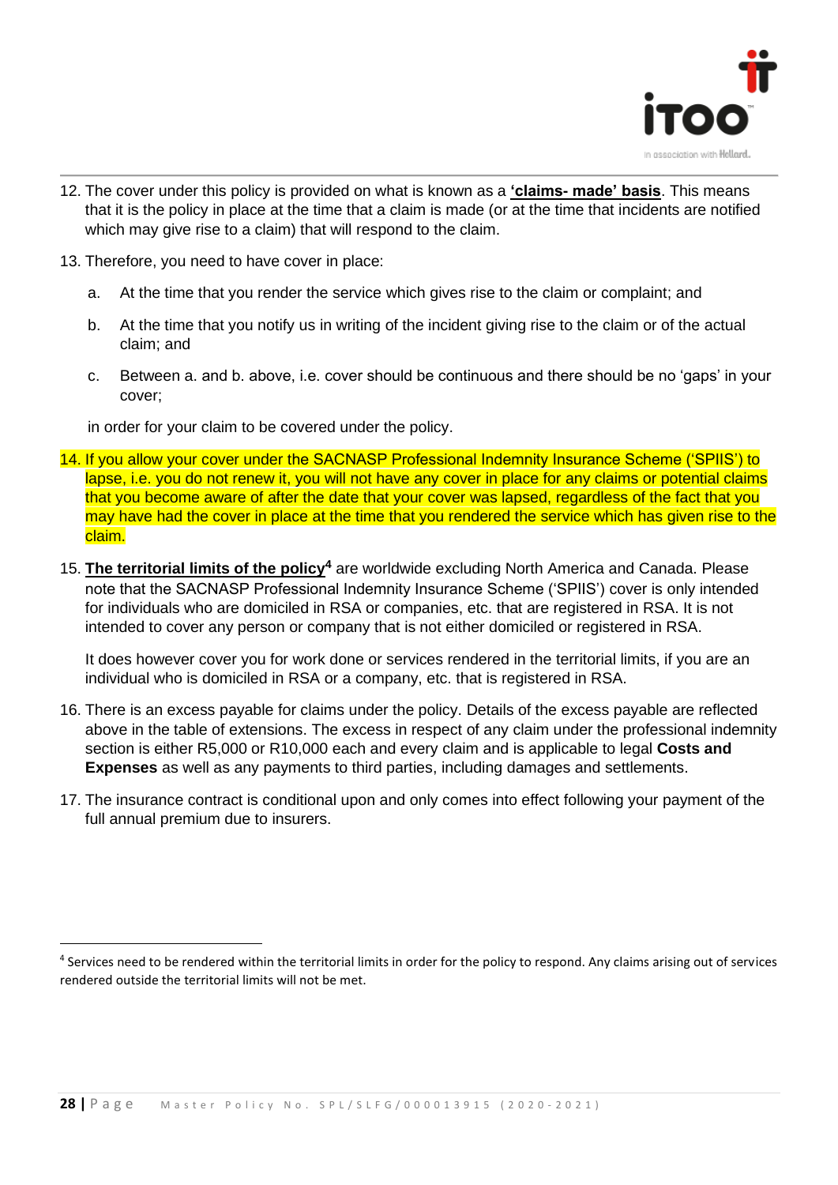12. The cover under this policy is provided on what is known as a **'claims- made' basis**. This means that it is the policy in place at the time that a claim is made (or at the time that incidents are notified which may give rise to a claim) that will respond to the claim.

13. Therefore, you need to have cover in place:

    a. At the time that you render the service which gives rise to the claim or complaint; and

    b. At the time that you notify us in writing of the incident giving rise to the claim or of the actual claim; and

    c. Between a. and b. above, i.e. cover should be continuous and there should be no 'gaps' in your cover;

    in order for your claim to be covered under the policy.

14. If you allow your cover under the SACNASP Professional Indemnity Insurance Scheme ('SPIIS') to lapse, i.e. you do not renew it, you will not have any cover in place for any claims or potential claims that you become aware of after the date that your cover was lapsed, regardless of the fact that you may have had the cover in place at the time that you rendered the service which has given rise to the claim.

15. **The territorial limits of the policy**[4] are worldwide excluding North America and Canada. Please note that the SACNASP Professional Indemnity Insurance Scheme ('SPIIS') cover is only intended for individuals who are domiciled in RSA or companies, etc. that are registered in RSA. It is not intended to cover any person or company that is not either domiciled or registered in RSA.

    It does however cover you for work done or services rendered in the territorial limits, if you are an individual who is domiciled in RSA or a company, etc. that is registered in RSA.

16. There is an excess payable for claims under the policy. Details of the excess payable are reflected above in the table of extensions. The excess in respect of any claim under the professional indemnity section is either R5,000 or R10,000 each and every claim and is applicable to legal **Costs and Expenses** as well as any payments to third parties, including damages and settlements.

17. The insurance contract is conditional upon and only comes into effect following your payment of the full annual premium due to insurers.

---

[4] Services need to be rendered within the territorial limits in order for the policy to respond. Any claims arising out of services rendered outside the territorial limits will not be met.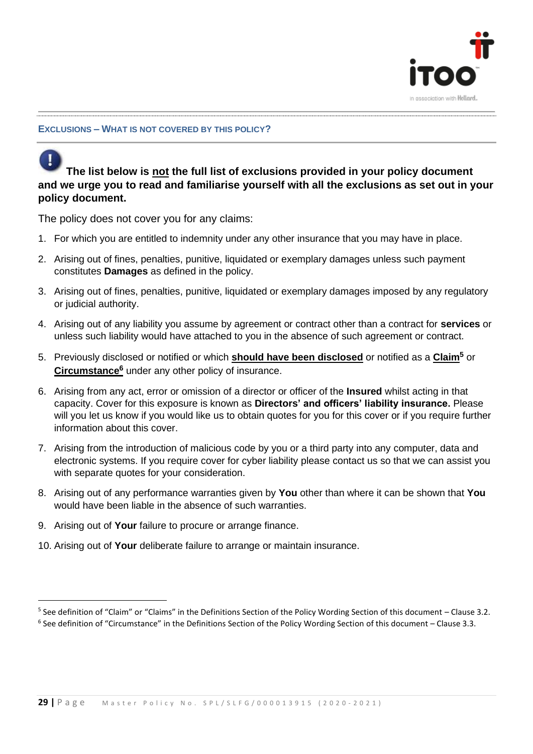## EXCLUSIONS – WHAT IS NOT COVERED BY THIS POLICY?

**The list below is not the full list of exclusions provided in your policy document and we urge you to read and familiarise yourself with all the exclusions as set out in your policy document.**

The policy does not cover you for any claims:

1. For which you are entitled to indemnity under any other insurance that you may have in place.
2. Arising out of fines, penalties, punitive, liquidated or exemplary damages unless such payment constitutes **Damages** as defined in the policy.
3. Arising out of fines, penalties, punitive, liquidated or exemplary damages imposed by any regulatory or judicial authority.
4. Arising out of any liability you assume by agreement or contract other than a contract for **services** or unless such liability would have attached to you in the absence of such agreement or contract.
5. Previously disclosed or notified or which **should have been disclosed** or notified as a **Claim**[5] or **Circumstance**[6] under any other policy of insurance.
6. Arising from any act, error or omission of a director or officer of the **Insured** whilst acting in that capacity. Cover for this exposure is known as **Directors' and officers' liability insurance.** Please will you let us know if you would like us to obtain quotes for you for this cover or if you require further information about this cover.
7. Arising from the introduction of malicious code by you or a third party into any computer, data and electronic systems. If you require cover for cyber liability please contact us so that we can assist you with separate quotes for your consideration.
8. Arising out of any performance warranties given by **You** other than where it can be shown that **You** would have been liable in the absence of such warranties.
9. Arising out of **Your** failure to procure or arrange finance.
10. Arising out of **Your** deliberate failure to arrange or maintain insurance.

---

[5] See definition of "Claim" or "Claims" in the Definitions Section of the Policy Wording Section of this document – Clause 3.2.

[6] See definition of "Circumstance" in the Definitions Section of the Policy Wording Section of this document – Clause 3.3.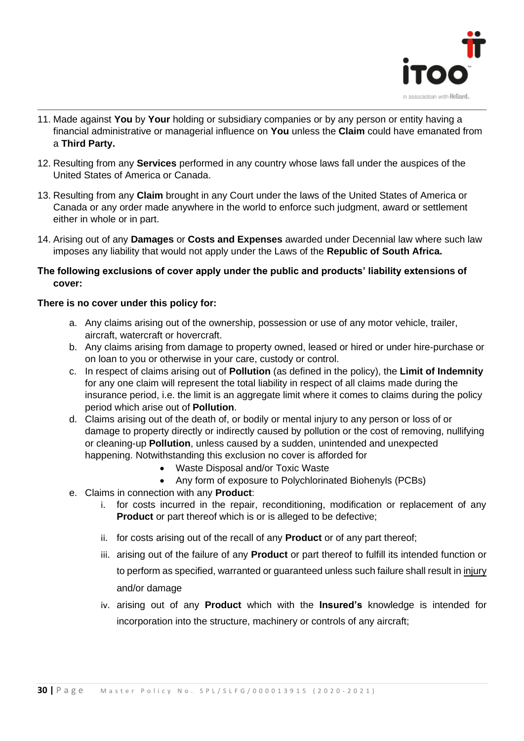11. Made against **You** by **Your** holding or subsidiary companies or by any person or entity having a financial administrative or managerial influence on **You** unless the **Claim** could have emanated from a **Third Party.**

12. Resulting from any **Services** performed in any country whose laws fall under the auspices of the United States of America or Canada.

13. Resulting from any **Claim** brought in any Court under the laws of the United States of America or Canada or any order made anywhere in the world to enforce such judgment, award or settlement either in whole or in part.

14. Arising out of any **Damages** or **Costs and Expenses** awarded under Decennial law where such law imposes any liability that would not apply under the Laws of the **Republic of South Africa.**

**The following exclusions of cover apply under the public and products' liability extensions of cover:**

**There is no cover under this policy for:**

a. Any claims arising out of the ownership, possession or use of any motor vehicle, trailer, aircraft, watercraft or hovercraft.
b. Any claims arising from damage to property owned, leased or hired or under hire-purchase or on loan to you or otherwise in your care, custody or control.
c. In respect of claims arising out of **Pollution** (as defined in the policy), the **Limit of Indemnity** for any one claim will represent the total liability in respect of all claims made during the insurance period, i.e. the limit is an aggregate limit where it comes to claims during the policy period which arise out of **Pollution**.
d. Claims arising out of the death of, or bodily or mental injury to any person or loss of or damage to property directly or indirectly caused by pollution or the cost of removing, nullifying or cleaning-up **Pollution**, unless caused by a sudden, unintended and unexpected happening. Notwithstanding this exclusion no cover is afforded for
    - Waste Disposal and/or Toxic Waste
    - Any form of exposure to Polychlorinated Biohenyls (PCBs)
e. Claims in connection with any **Product**:
    i. for costs incurred in the repair, reconditioning, modification or replacement of any **Product** or part thereof which is or is alleged to be defective;
    ii. for costs arising out of the recall of any **Product** or of any part thereof;
    iii. arising out of the failure of any **Product** or part thereof to fulfill its intended function or to perform as specified, warranted or guaranteed unless such failure shall result in injury and/or damage
    iv. arising out of any **Product** which with the **Insured's** knowledge is intended for incorporation into the structure, machinery or controls of any aircraft;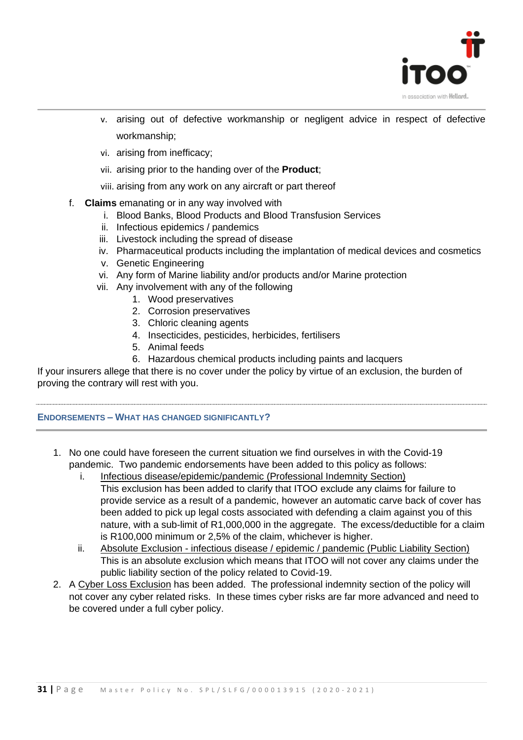v. arising out of defective workmanship or negligent advice in respect of defective workmanship;
   vi. arising from inefficacy;
   vii. arising prior to the handing over of the **Product**;
   viii. arising from any work on any aircraft or part thereof

f. **Claims** emanating or in any way involved with
   i. Blood Banks, Blood Products and Blood Transfusion Services
   ii. Infectious epidemics / pandemics
   iii. Livestock including the spread of disease
   iv. Pharmaceutical products including the implantation of medical devices and cosmetics
   v. Genetic Engineering
   vi. Any form of Marine liability and/or products and/or Marine protection
   vii. Any involvement with any of the following
      1. Wood preservatives
      2. Corrosion preservatives
      3. Chloric cleaning agents
      4. Insecticides, pesticides, herbicides, fertilisers
      5. Animal feeds
      6. Hazardous chemical products including paints and lacquers

If your insurers allege that there is no cover under the policy by virtue of an exclusion, the burden of proving the contrary will rest with you.

## ENDORSEMENTS – WHAT HAS CHANGED SIGNIFICANTLY?

1. No one could have foreseen the current situation we find ourselves in with the Covid-19 pandemic. Two pandemic endorsements have been added to this policy as follows:
   i. Infectious disease/epidemic/pandemic (Professional Indemnity Section)
      This exclusion has been added to clarify that ITOO exclude any claims for failure to provide service as a result of a pandemic, however an automatic carve back of cover has been added to pick up legal costs associated with defending a claim against you of this nature, with a sub-limit of R1,000,000 in the aggregate. The excess/deductible for a claim is R100,000 minimum or 2,5% of the claim, whichever is higher.
   ii. Absolute Exclusion - infectious disease / epidemic / pandemic (Public Liability Section)
      This is an absolute exclusion which means that ITOO will not cover any claims under the public liability section of the policy related to Covid-19.
2. A Cyber Loss Exclusion has been added. The professional indemnity section of the policy will not cover any cyber related risks. In these times cyber risks are far more advanced and need to be covered under a full cyber policy.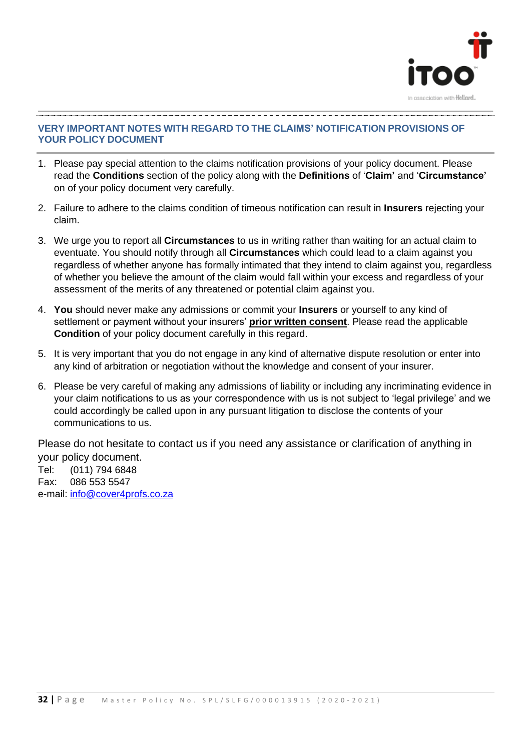## VERY IMPORTANT NOTES WITH REGARD TO THE CLAIMS' NOTIFICATION PROVISIONS OF YOUR POLICY DOCUMENT

1. Please pay special attention to the claims notification provisions of your policy document. Please read the **Conditions** section of the policy along with the **Definitions** of '**Claim'** and '**Circumstance'** on of your policy document very carefully.
2. Failure to adhere to the claims condition of timeous notification can result in **Insurers** rejecting your claim.
3. We urge you to report all **Circumstances** to us in writing rather than waiting for an actual claim to eventuate. You should notify through all **Circumstances** which could lead to a claim against you regardless of whether anyone has formally intimated that they intend to claim against you, regardless of whether you believe the amount of the claim would fall within your excess and regardless of your assessment of the merits of any threatened or potential claim against you.
4. **You** should never make any admissions or commit your **Insurers** or yourself to any kind of settlement or payment without your insurers' **prior written consent**. Please read the applicable **Condition** of your policy document carefully in this regard.
5. It is very important that you do not engage in any kind of alternative dispute resolution or enter into any kind of arbitration or negotiation without the knowledge and consent of your insurer.
6. Please be very careful of making any admissions of liability or including any incriminating evidence in your claim notifications to us as your correspondence with us is not subject to 'legal privilege' and we could accordingly be called upon in any pursuant litigation to disclose the contents of your communications to us.

Please do not hesitate to contact us if you need any assistance or clarification of anything in your policy document.

Tel: (011) 794 6848
Fax: 086 553 5547
e-mail: info@cover4profs.co.za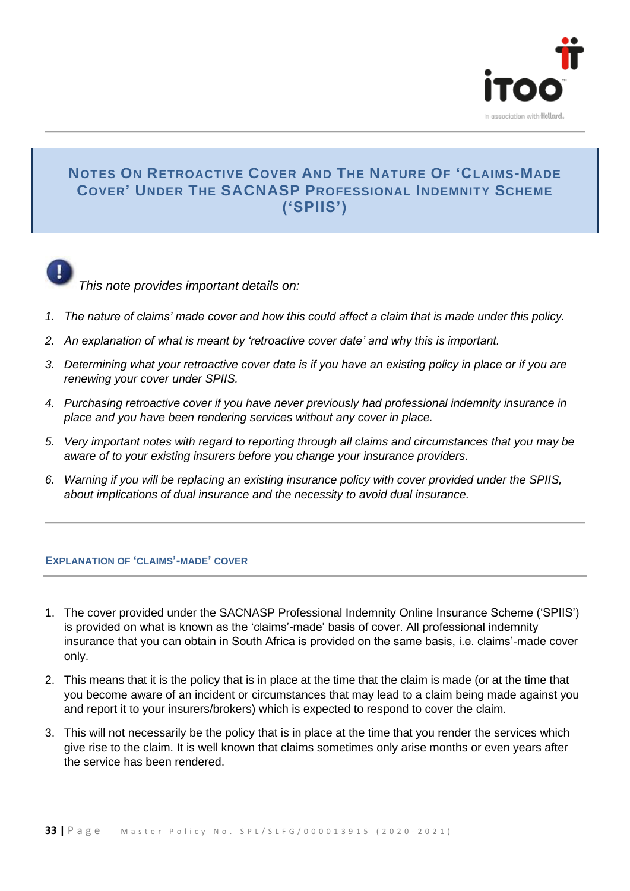# Notes On Retroactive Cover And The Nature Of 'Claims-Made Cover' Under The SACNASP Professional Indemnity Scheme ('SPIIS')

*This note provides important details on:*

1. *The nature of claims' made cover and how this could affect a claim that is made under this policy.*
2. *An explanation of what is meant by 'retroactive cover date' and why this is important.*
3. *Determining what your retroactive cover date is if you have an existing policy in place or if you are renewing your cover under SPIIS.*
4. *Purchasing retroactive cover if you have never previously had professional indemnity insurance in place and you have been rendering services without any cover in place.*
5. *Very important notes with regard to reporting through all claims and circumstances that you may be aware of to your existing insurers before you change your insurance providers.*
6. *Warning if you will be replacing an existing insurance policy with cover provided under the SPIIS, about implications of dual insurance and the necessity to avoid dual insurance.*

## Explanation of 'Claims'-Made' Cover

1. The cover provided under the SACNASP Professional Indemnity Online Insurance Scheme ('SPIIS') is provided on what is known as the 'claims'-made' basis of cover. All professional indemnity insurance that you can obtain in South Africa is provided on the same basis, i.e. claims'-made cover only.
2. This means that it is the policy that is in place at the time that the claim is made (or at the time that you become aware of an incident or circumstances that may lead to a claim being made against you and report it to your insurers/brokers) which is expected to respond to cover the claim.
3. This will not necessarily be the policy that is in place at the time that you render the services which give rise to the claim. It is well known that claims sometimes only arise months or even years after the service has been rendered.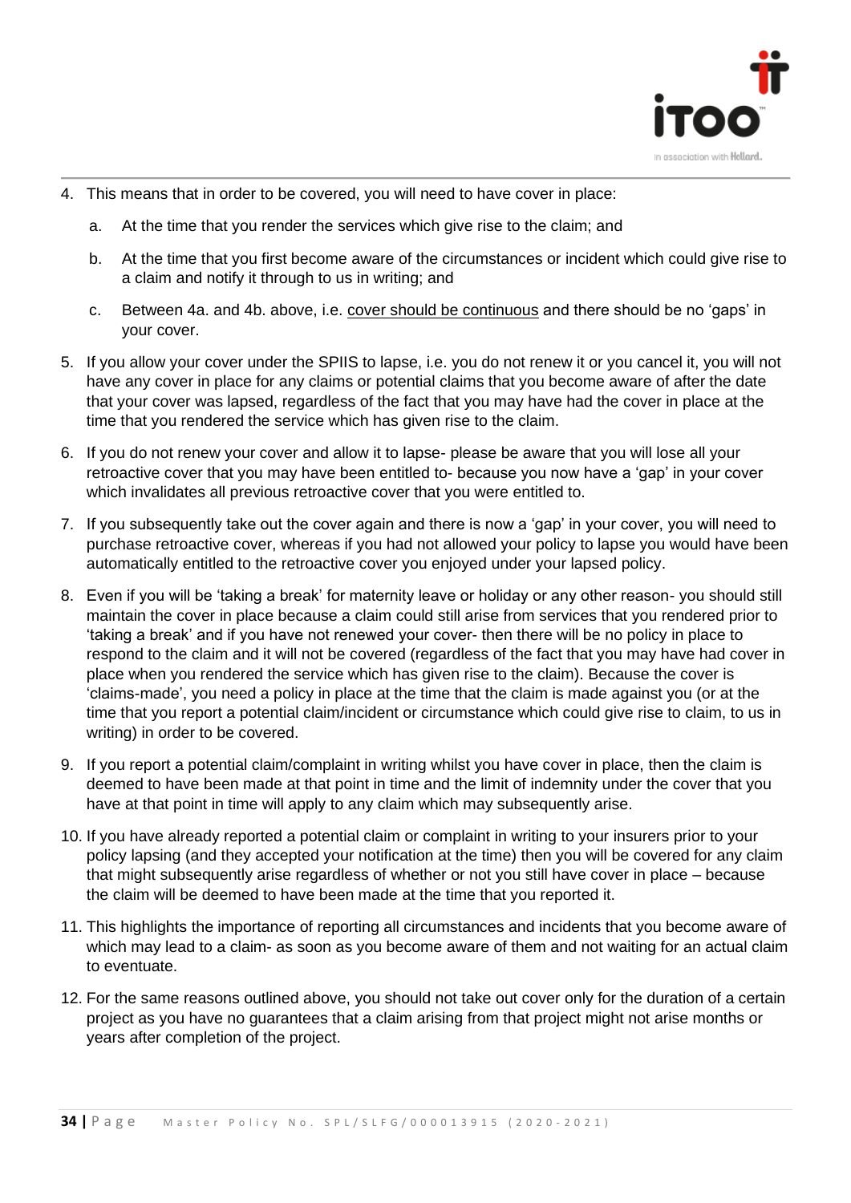4. This means that in order to be covered, you will need to have cover in place:
    a. At the time that you render the services which give rise to the claim; and
    b. At the time that you first become aware of the circumstances or incident which could give rise to a claim and notify it through to us in writing; and
    c. Between 4a. and 4b. above, i.e. <u>cover should be continuous</u> and there should be no 'gaps' in your cover.
5. If you allow your cover under the SPIIS to lapse, i.e. you do not renew it or you cancel it, you will not have any cover in place for any claims or potential claims that you become aware of after the date that your cover was lapsed, regardless of the fact that you may have had the cover in place at the time that you rendered the service which has given rise to the claim.
6. If you do not renew your cover and allow it to lapse- please be aware that you will lose all your retroactive cover that you may have been entitled to- because you now have a 'gap' in your cover which invalidates all previous retroactive cover that you were entitled to.
7. If you subsequently take out the cover again and there is now a 'gap' in your cover, you will need to purchase retroactive cover, whereas if you had not allowed your policy to lapse you would have been automatically entitled to the retroactive cover you enjoyed under your lapsed policy.
8. Even if you will be 'taking a break' for maternity leave or holiday or any other reason- you should still maintain the cover in place because a claim could still arise from services that you rendered prior to 'taking a break' and if you have not renewed your cover- then there will be no policy in place to respond to the claim and it will not be covered (regardless of the fact that you may have had cover in place when you rendered the service which has given rise to the claim). Because the cover is 'claims-made', you need a policy in place at the time that the claim is made against you (or at the time that you report a potential claim/incident or circumstance which could give rise to claim, to us in writing) in order to be covered.
9. If you report a potential claim/complaint in writing whilst you have cover in place, then the claim is deemed to have been made at that point in time and the limit of indemnity under the cover that you have at that point in time will apply to any claim which may subsequently arise.
10. If you have already reported a potential claim or complaint in writing to your insurers prior to your policy lapsing (and they accepted your notification at the time) then you will be covered for any claim that might subsequently arise regardless of whether or not you still have cover in place – because the claim will be deemed to have been made at the time that you reported it.
11. This highlights the importance of reporting all circumstances and incidents that you become aware of which may lead to a claim- as soon as you become aware of them and not waiting for an actual claim to eventuate.
12. For the same reasons outlined above, you should not take out cover only for the duration of a certain project as you have no guarantees that a claim arising from that project might not arise months or years after completion of the project.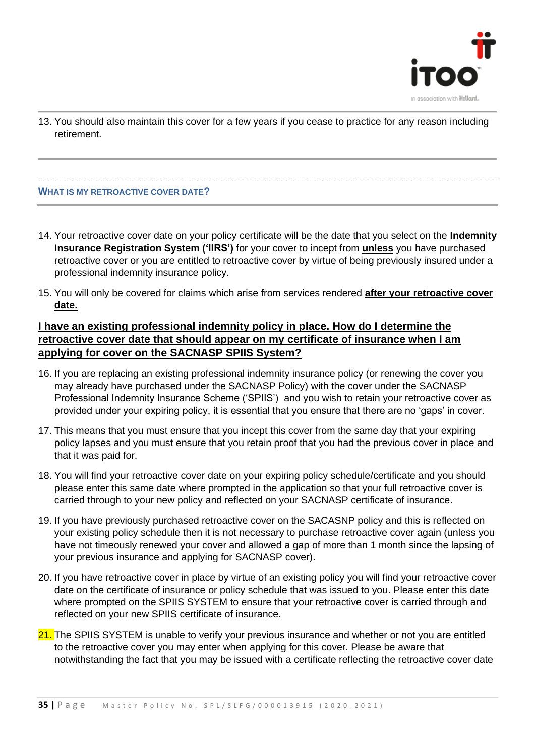13. You should also maintain this cover for a few years if you cease to practice for any reason including retirement.

### WHAT IS MY RETROACTIVE COVER DATE?

14. Your retroactive cover date on your policy certificate will be the date that you select on the **Indemnity Insurance Registration System ('IIRS')** for your cover to incept from **unless** you have purchased retroactive cover or you are entitled to retroactive cover by virtue of being previously insured under a professional indemnity insurance policy.
15. You will only be covered for claims which arise from services rendered **after your retroactive cover date.**

**I have an existing professional indemnity policy in place. How do I determine the retroactive cover date that should appear on my certificate of insurance when I am applying for cover on the SACNASP SPIIS System?**

16. If you are replacing an existing professional indemnity insurance policy (or renewing the cover you may already have purchased under the SACNASP Policy) with the cover under the SACNASP Professional Indemnity Insurance Scheme ('SPIIS') and you wish to retain your retroactive cover as provided under your expiring policy, it is essential that you ensure that there are no 'gaps' in cover.
17. This means that you must ensure that you incept this cover from the same day that your expiring policy lapses and you must ensure that you retain proof that you had the previous cover in place and that it was paid for.
18. You will find your retroactive cover date on your expiring policy schedule/certificate and you should please enter this same date where prompted in the application so that your full retroactive cover is carried through to your new policy and reflected on your SACNASP certificate of insurance.
19. If you have previously purchased retroactive cover on the SACASNP policy and this is reflected on your existing policy schedule then it is not necessary to purchase retroactive cover again (unless you have not timeously renewed your cover and allowed a gap of more than 1 month since the lapsing of your previous insurance and applying for SACNASP cover).
20. If you have retroactive cover in place by virtue of an existing policy you will find your retroactive cover date on the certificate of insurance or policy schedule that was issued to you. Please enter this date where prompted on the SPIIS SYSTEM to ensure that your retroactive cover is carried through and reflected on your new SPIIS certificate of insurance.
21. The SPIIS SYSTEM is unable to verify your previous insurance and whether or not you are entitled to the retroactive cover you may enter when applying for this cover. Please be aware that notwithstanding the fact that you may be issued with a certificate reflecting the retroactive cover date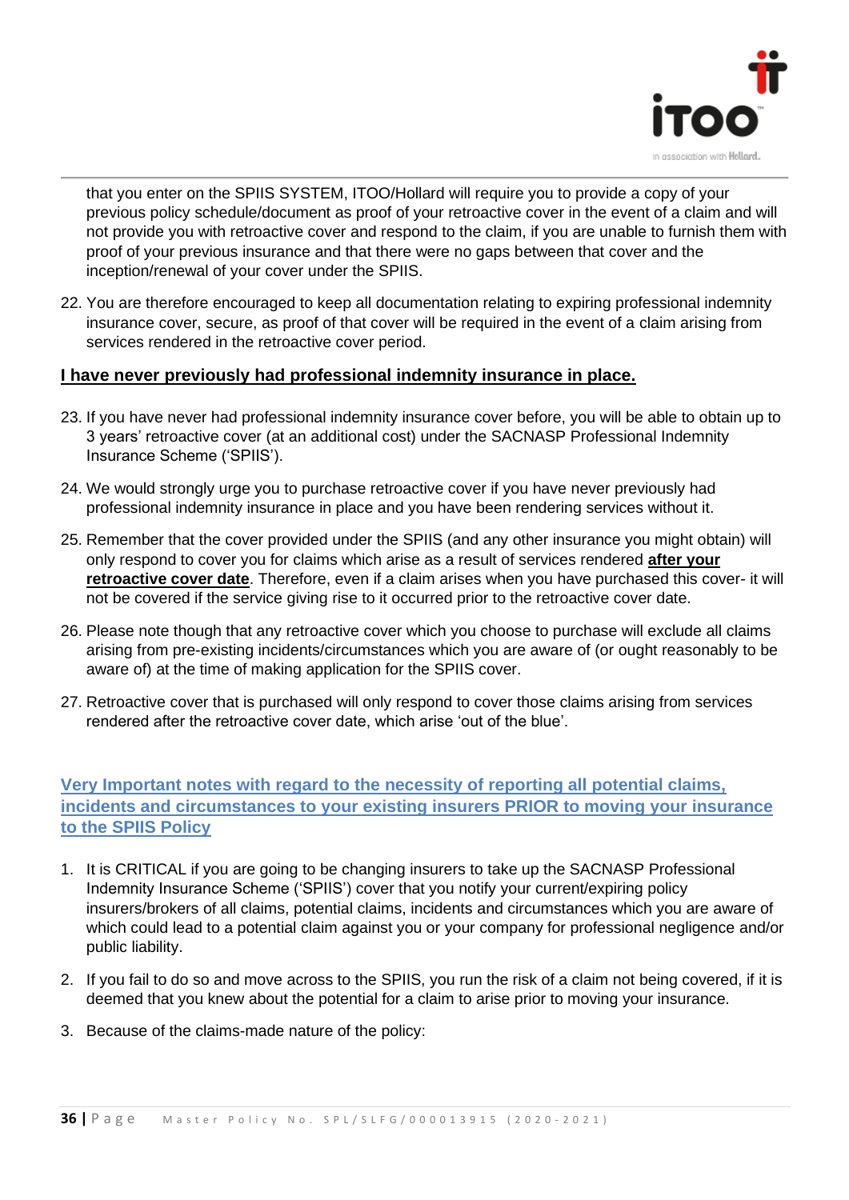that you enter on the SPIIS SYSTEM, ITOO/Hollard will require you to provide a copy of your previous policy schedule/document as proof of your retroactive cover in the event of a claim and will not provide you with retroactive cover and respond to the claim, if you are unable to furnish them with proof of your previous insurance and that there were no gaps between that cover and the inception/renewal of your cover under the SPIIS.

22. You are therefore encouraged to keep all documentation relating to expiring professional indemnity insurance cover, secure, as proof of that cover will be required in the event of a claim arising from services rendered in the retroactive cover period.

**I have never previously had professional indemnity insurance in place.**

23. If you have never had professional indemnity insurance cover before, you will be able to obtain up to 3 years' retroactive cover (at an additional cost) under the SACNASP Professional Indemnity Insurance Scheme ('SPIIS').
24. We would strongly urge you to purchase retroactive cover if you have never previously had professional indemnity insurance in place and you have been rendering services without it.
25. Remember that the cover provided under the SPIIS (and any other insurance you might obtain) will only respond to cover you for claims which arise as a result of services rendered **after your retroactive cover date**. Therefore, even if a claim arises when you have purchased this cover- it will not be covered if the service giving rise to it occurred prior to the retroactive cover date.
26. Please note though that any retroactive cover which you choose to purchase will exclude all claims arising from pre-existing incidents/circumstances which you are aware of (or ought reasonably to be aware of) at the time of making application for the SPIIS cover.
27. Retroactive cover that is purchased will only respond to cover those claims arising from services rendered after the retroactive cover date, which arise 'out of the blue'.

## Very Important notes with regard to the necessity of reporting all potential claims, incidents and circumstances to your existing insurers PRIOR to moving your insurance to the SPIIS Policy

1. It is CRITICAL if you are going to be changing insurers to take up the SACNASP Professional Indemnity Insurance Scheme ('SPIIS') cover that you notify your current/expiring policy insurers/brokers of all claims, potential claims, incidents and circumstances which you are aware of which could lead to a potential claim against you or your company for professional negligence and/or public liability.
2. If you fail to do so and move across to the SPIIS, you run the risk of a claim not being covered, if it is deemed that you knew about the potential for a claim to arise prior to moving your insurance.
3. Because of the claims-made nature of the policy: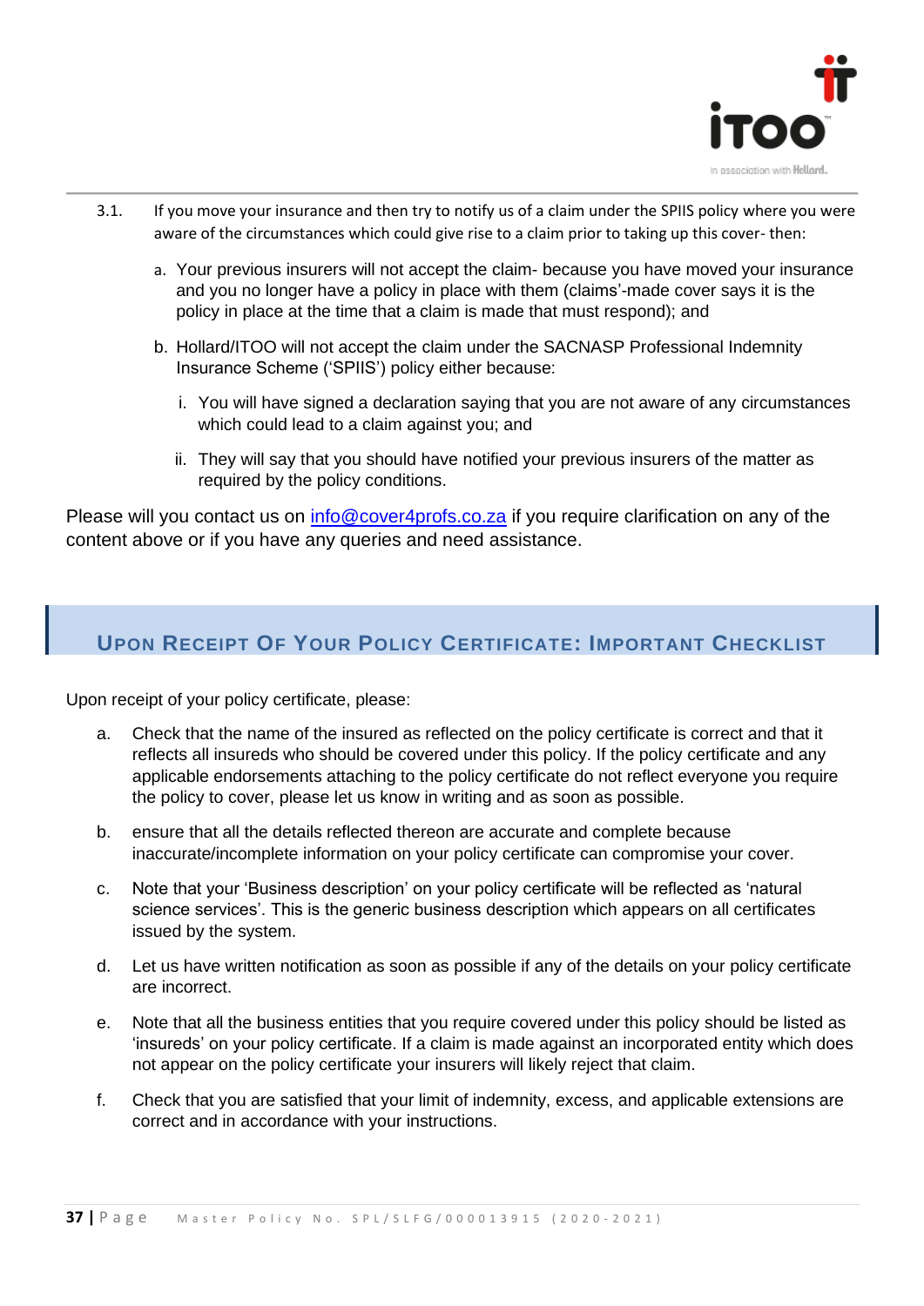3.1. If you move your insurance and then try to notify us of a claim under the SPIIS policy where you were aware of the circumstances which could give rise to a claim prior to taking up this cover- then:

a. Your previous insurers will not accept the claim- because you have moved your insurance and you no longer have a policy in place with them (claims'-made cover says it is the policy in place at the time that a claim is made that must respond); and

b. Hollard/ITOO will not accept the claim under the SACNASP Professional Indemnity Insurance Scheme ('SPIIS') policy either because:

   i. You will have signed a declaration saying that you are not aware of any circumstances which could lead to a claim against you; and

   ii. They will say that you should have notified your previous insurers of the matter as required by the policy conditions.

Please will you contact us on info@cover4profs.co.za if you require clarification on any of the content above or if you have any queries and need assistance.

## Upon Receipt Of Your Policy Certificate: Important Checklist

Upon receipt of your policy certificate, please:

a. Check that the name of the insured as reflected on the policy certificate is correct and that it reflects all insureds who should be covered under this policy. If the policy certificate and any applicable endorsements attaching to the policy certificate do not reflect everyone you require the policy to cover, please let us know in writing and as soon as possible.

b. ensure that all the details reflected thereon are accurate and complete because inaccurate/incomplete information on your policy certificate can compromise your cover.

c. Note that your 'Business description' on your policy certificate will be reflected as 'natural science services'. This is the generic business description which appears on all certificates issued by the system.

d. Let us have written notification as soon as possible if any of the details on your policy certificate are incorrect.

e. Note that all the business entities that you require covered under this policy should be listed as 'insureds' on your policy certificate. If a claim is made against an incorporated entity which does not appear on the policy certificate your insurers will likely reject that claim.

f. Check that you are satisfied that your limit of indemnity, excess, and applicable extensions are correct and in accordance with your instructions.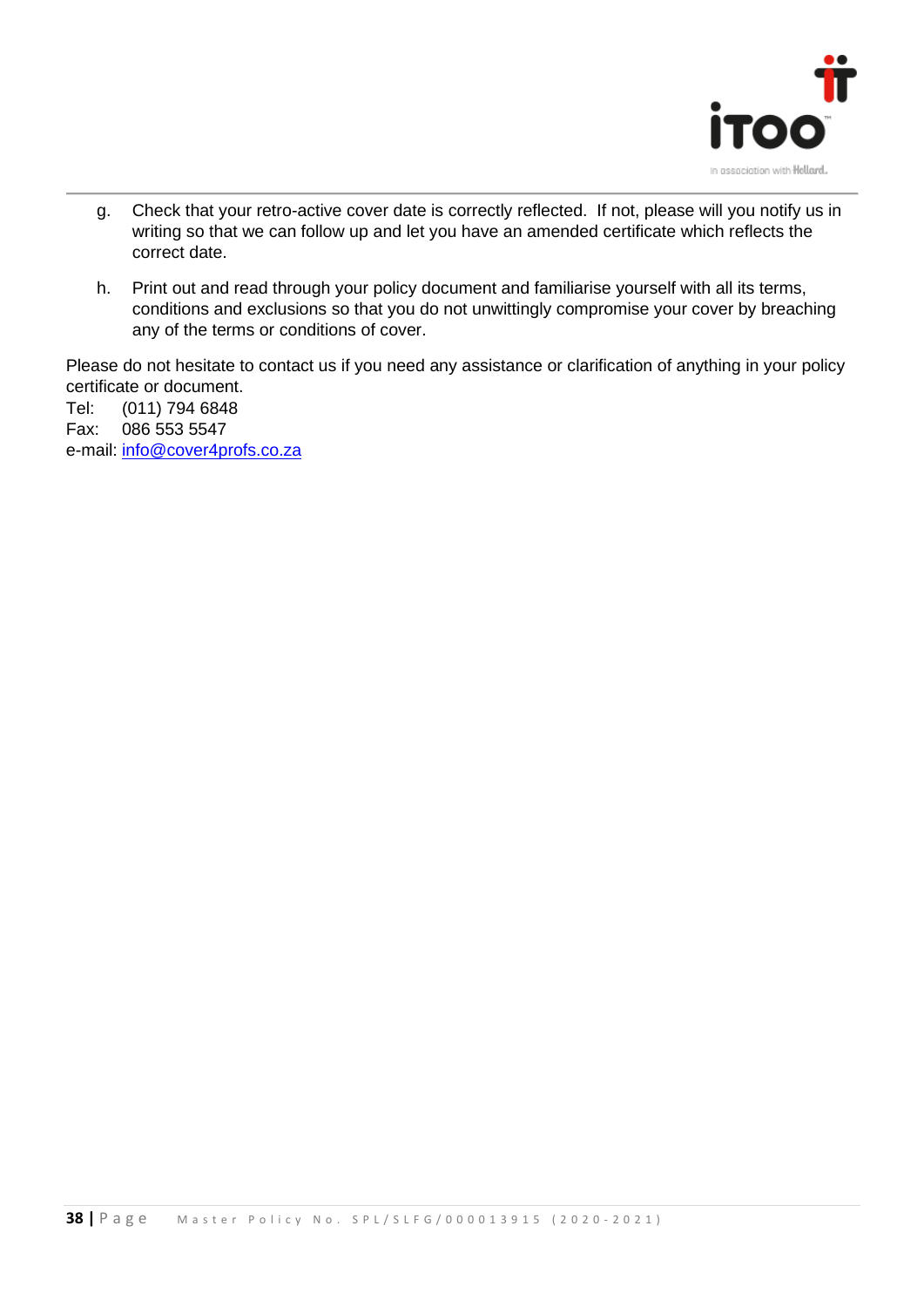g. Check that your retro-active cover date is correctly reflected. If not, please will you notify us in writing so that we can follow up and let you have an amended certificate which reflects the correct date.

h. Print out and read through your policy document and familiarise yourself with all its terms, conditions and exclusions so that you do not unwittingly compromise your cover by breaching any of the terms or conditions of cover.

Please do not hesitate to contact us if you need any assistance or clarification of anything in your policy certificate or document.

Tel: (011) 794 6848
Fax: 086 553 5547
e-mail: info@cover4profs.co.za